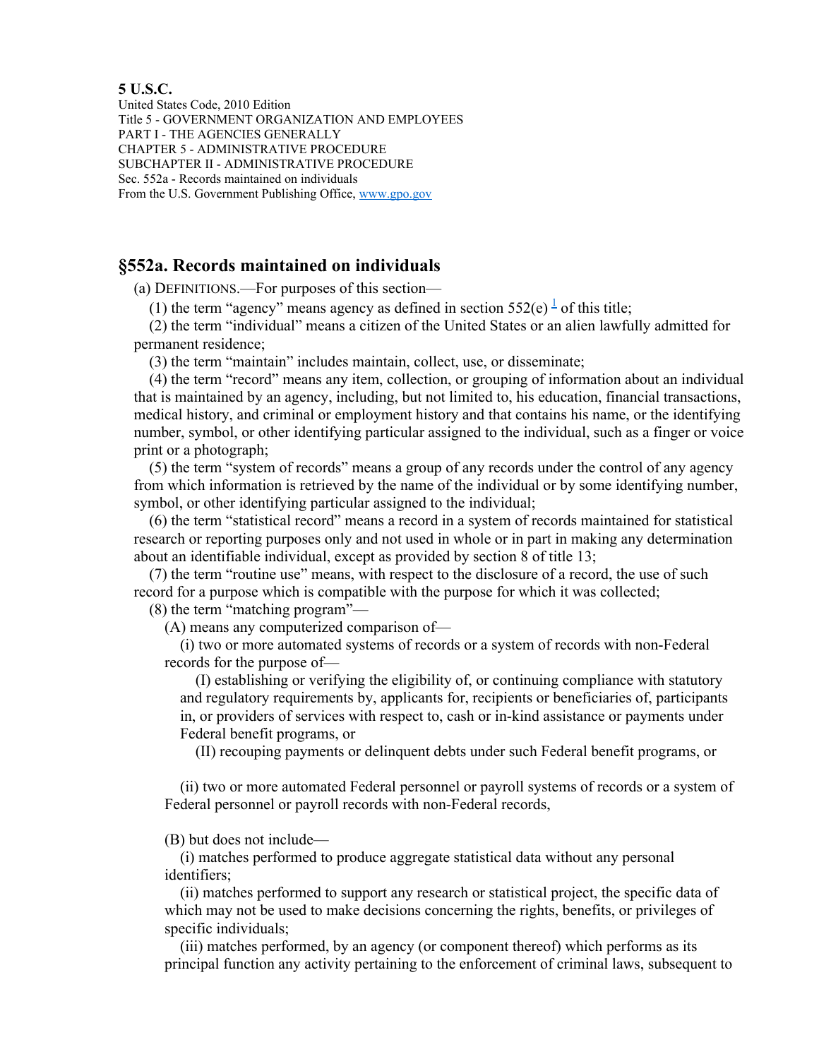**5 U.S.C.**
United States Code, 2010 Edition
Title 5 - GOVERNMENT ORGANIZATION AND EMPLOYEES
PART I - THE AGENCIES GENERALLY
CHAPTER 5 - ADMINISTRATIVE PROCEDURE
SUBCHAPTER II - ADMINISTRATIVE PROCEDURE
Sec. 552a - Records maintained on individuals
From the U.S. Government Publishing Office, www.gpo.gov

## §552a. Records maintained on individuals

(a) DEFINITIONS.—For purposes of this section—

(1) the term "agency" means agency as defined in section 552(e) [1] of this title;

(2) the term "individual" means a citizen of the United States or an alien lawfully admitted for permanent residence;

(3) the term "maintain" includes maintain, collect, use, or disseminate;

(4) the term "record" means any item, collection, or grouping of information about an individual that is maintained by an agency, including, but not limited to, his education, financial transactions, medical history, and criminal or employment history and that contains his name, or the identifying number, symbol, or other identifying particular assigned to the individual, such as a finger or voice print or a photograph;

(5) the term "system of records" means a group of any records under the control of any agency from which information is retrieved by the name of the individual or by some identifying number, symbol, or other identifying particular assigned to the individual;

(6) the term "statistical record" means a record in a system of records maintained for statistical research or reporting purposes only and not used in whole or in part in making any determination about an identifiable individual, except as provided by section 8 of title 13;

(7) the term "routine use" means, with respect to the disclosure of a record, the use of such record for a purpose which is compatible with the purpose for which it was collected;

(8) the term "matching program"—

(A) means any computerized comparison of—

(i) two or more automated systems of records or a system of records with non-Federal records for the purpose of—

(I) establishing or verifying the eligibility of, or continuing compliance with statutory and regulatory requirements by, applicants for, recipients or beneficiaries of, participants in, or providers of services with respect to, cash or in-kind assistance or payments under Federal benefit programs, or

(II) recouping payments or delinquent debts under such Federal benefit programs, or

(ii) two or more automated Federal personnel or payroll systems of records or a system of Federal personnel or payroll records with non-Federal records,

(B) but does not include—

(i) matches performed to produce aggregate statistical data without any personal identifiers;

(ii) matches performed to support any research or statistical project, the specific data of which may not be used to make decisions concerning the rights, benefits, or privileges of specific individuals;

(iii) matches performed, by an agency (or component thereof) which performs as its principal function any activity pertaining to the enforcement of criminal laws, subsequent to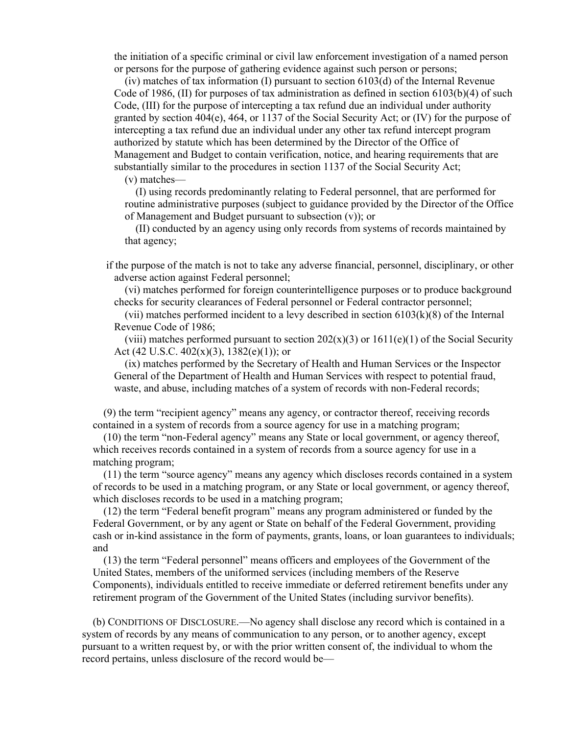the initiation of a specific criminal or civil law enforcement investigation of a named person or persons for the purpose of gathering evidence against such person or persons;

(iv) matches of tax information (I) pursuant to section 6103(d) of the Internal Revenue Code of 1986, (II) for purposes of tax administration as defined in section 6103(b)(4) of such Code, (III) for the purpose of intercepting a tax refund due an individual under authority granted by section 404(e), 464, or 1137 of the Social Security Act; or (IV) for the purpose of intercepting a tax refund due an individual under any other tax refund intercept program authorized by statute which has been determined by the Director of the Office of Management and Budget to contain verification, notice, and hearing requirements that are substantially similar to the procedures in section 1137 of the Social Security Act;

(v) matches—

(I) using records predominantly relating to Federal personnel, that are performed for routine administrative purposes (subject to guidance provided by the Director of the Office of Management and Budget pursuant to subsection (v)); or

(II) conducted by an agency using only records from systems of records maintained by that agency;

if the purpose of the match is not to take any adverse financial, personnel, disciplinary, or other adverse action against Federal personnel;

(vi) matches performed for foreign counterintelligence purposes or to produce background checks for security clearances of Federal personnel or Federal contractor personnel;

(vii) matches performed incident to a levy described in section 6103(k)(8) of the Internal Revenue Code of 1986;

(viii) matches performed pursuant to section 202(x)(3) or 1611(e)(1) of the Social Security Act (42 U.S.C. 402(x)(3), 1382(e)(1)); or

(ix) matches performed by the Secretary of Health and Human Services or the Inspector General of the Department of Health and Human Services with respect to potential fraud, waste, and abuse, including matches of a system of records with non-Federal records;

(9) the term "recipient agency" means any agency, or contractor thereof, receiving records contained in a system of records from a source agency for use in a matching program;

(10) the term "non-Federal agency" means any State or local government, or agency thereof, which receives records contained in a system of records from a source agency for use in a matching program;

(11) the term "source agency" means any agency which discloses records contained in a system of records to be used in a matching program, or any State or local government, or agency thereof, which discloses records to be used in a matching program;

(12) the term "Federal benefit program" means any program administered or funded by the Federal Government, or by any agent or State on behalf of the Federal Government, providing cash or in-kind assistance in the form of payments, grants, loans, or loan guarantees to individuals; and

(13) the term "Federal personnel" means officers and employees of the Government of the United States, members of the uniformed services (including members of the Reserve Components), individuals entitled to receive immediate or deferred retirement benefits under any retirement program of the Government of the United States (including survivor benefits).

(b) CONDITIONS OF DISCLOSURE.—No agency shall disclose any record which is contained in a system of records by any means of communication to any person, or to another agency, except pursuant to a written request by, or with the prior written consent of, the individual to whom the record pertains, unless disclosure of the record would be—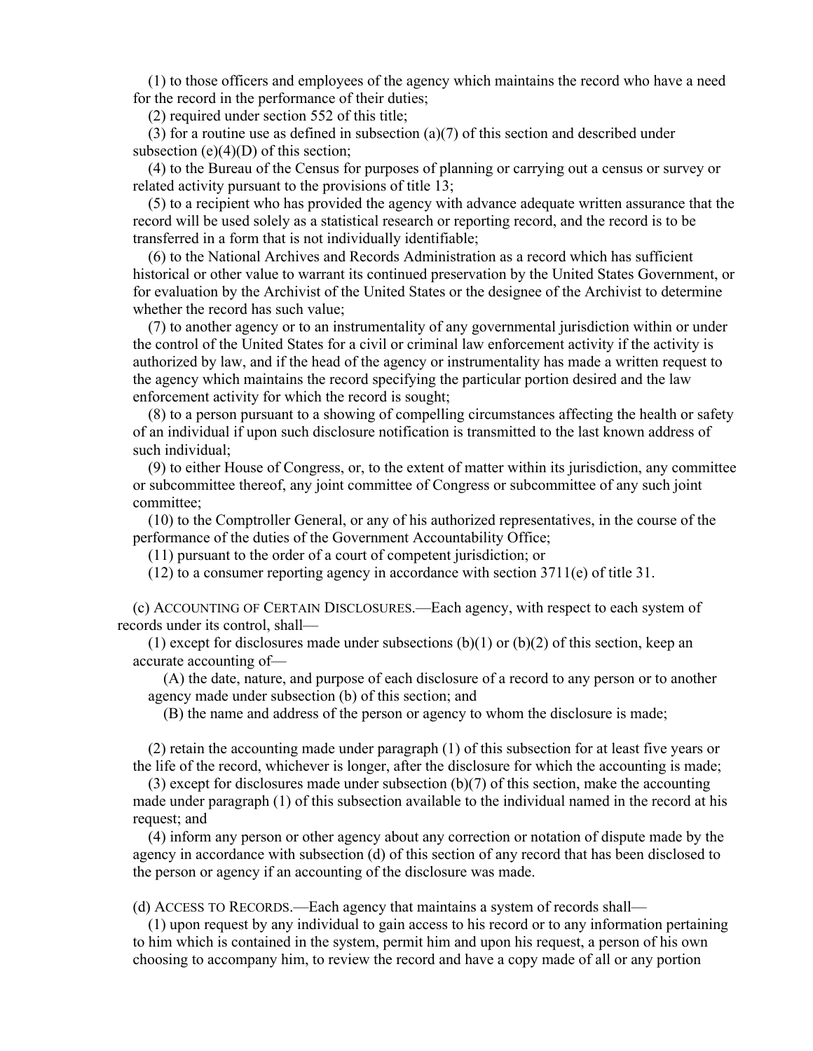(1) to those officers and employees of the agency which maintains the record who have a need for the record in the performance of their duties;

(2) required under section 552 of this title;

(3) for a routine use as defined in subsection (a)(7) of this section and described under subsection (e)(4)(D) of this section;

(4) to the Bureau of the Census for purposes of planning or carrying out a census or survey or related activity pursuant to the provisions of title 13;

(5) to a recipient who has provided the agency with advance adequate written assurance that the record will be used solely as a statistical research or reporting record, and the record is to be transferred in a form that is not individually identifiable;

(6) to the National Archives and Records Administration as a record which has sufficient historical or other value to warrant its continued preservation by the United States Government, or for evaluation by the Archivist of the United States or the designee of the Archivist to determine whether the record has such value;

(7) to another agency or to an instrumentality of any governmental jurisdiction within or under the control of the United States for a civil or criminal law enforcement activity if the activity is authorized by law, and if the head of the agency or instrumentality has made a written request to the agency which maintains the record specifying the particular portion desired and the law enforcement activity for which the record is sought;

(8) to a person pursuant to a showing of compelling circumstances affecting the health or safety of an individual if upon such disclosure notification is transmitted to the last known address of such individual;

(9) to either House of Congress, or, to the extent of matter within its jurisdiction, any committee or subcommittee thereof, any joint committee of Congress or subcommittee of any such joint committee;

(10) to the Comptroller General, or any of his authorized representatives, in the course of the performance of the duties of the Government Accountability Office;

(11) pursuant to the order of a court of competent jurisdiction; or

(12) to a consumer reporting agency in accordance with section 3711(e) of title 31.

(c) ACCOUNTING OF CERTAIN DISCLOSURES.—Each agency, with respect to each system of records under its control, shall—

(1) except for disclosures made under subsections (b)(1) or (b)(2) of this section, keep an accurate accounting of—

(A) the date, nature, and purpose of each disclosure of a record to any person or to another agency made under subsection (b) of this section; and

(B) the name and address of the person or agency to whom the disclosure is made;

(2) retain the accounting made under paragraph (1) of this subsection for at least five years or the life of the record, whichever is longer, after the disclosure for which the accounting is made;

(3) except for disclosures made under subsection (b)(7) of this section, make the accounting made under paragraph (1) of this subsection available to the individual named in the record at his request; and

(4) inform any person or other agency about any correction or notation of dispute made by the agency in accordance with subsection (d) of this section of any record that has been disclosed to the person or agency if an accounting of the disclosure was made.

(d) ACCESS TO RECORDS.—Each agency that maintains a system of records shall—

(1) upon request by any individual to gain access to his record or to any information pertaining to him which is contained in the system, permit him and upon his request, a person of his own choosing to accompany him, to review the record and have a copy made of all or any portion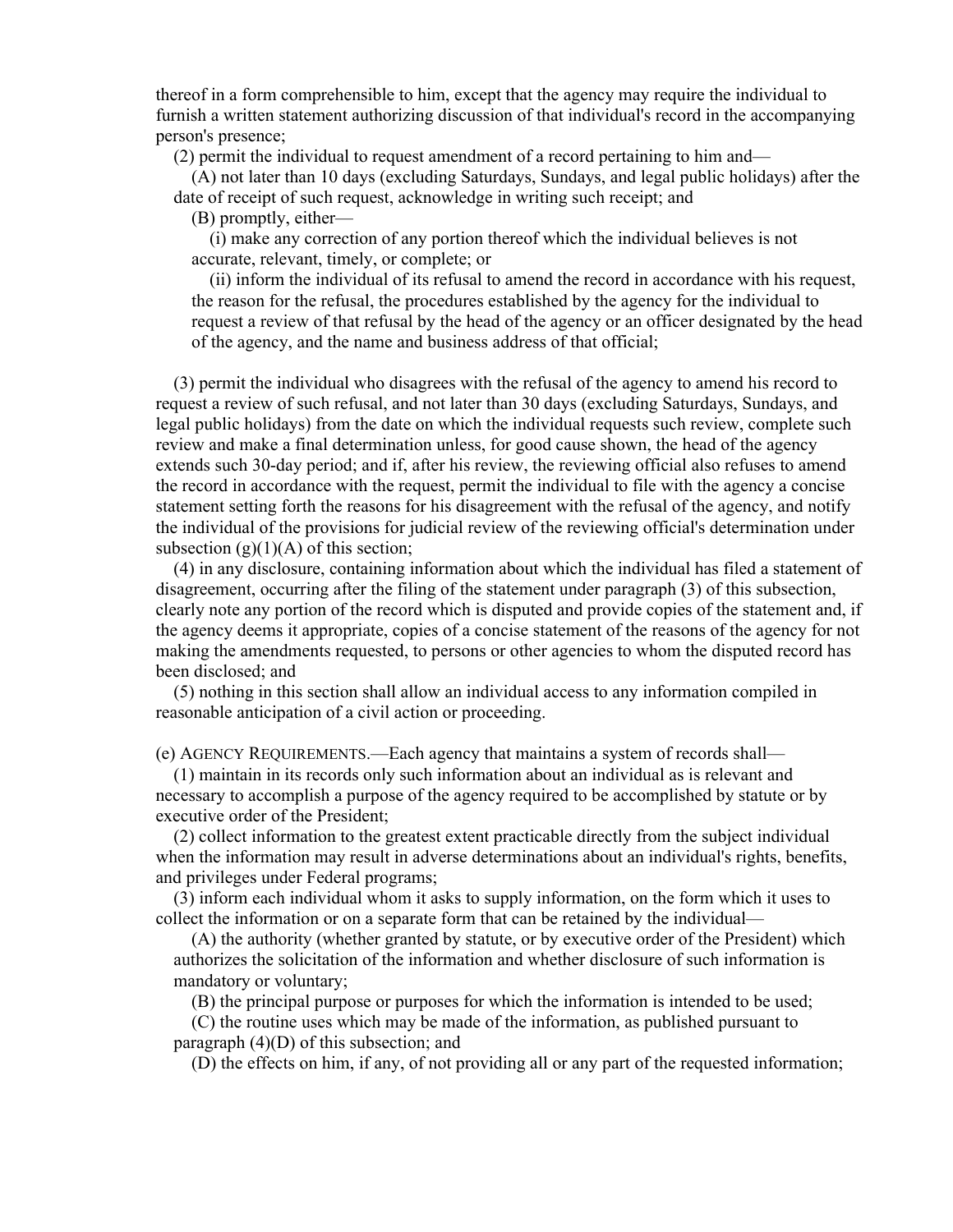thereof in a form comprehensible to him, except that the agency may require the individual to furnish a written statement authorizing discussion of that individual's record in the accompanying person's presence;

(2) permit the individual to request amendment of a record pertaining to him and—

(A) not later than 10 days (excluding Saturdays, Sundays, and legal public holidays) after the date of receipt of such request, acknowledge in writing such receipt; and

(B) promptly, either—

(i) make any correction of any portion thereof which the individual believes is not accurate, relevant, timely, or complete; or

(ii) inform the individual of its refusal to amend the record in accordance with his request, the reason for the refusal, the procedures established by the agency for the individual to request a review of that refusal by the head of the agency or an officer designated by the head of the agency, and the name and business address of that official;

(3) permit the individual who disagrees with the refusal of the agency to amend his record to request a review of such refusal, and not later than 30 days (excluding Saturdays, Sundays, and legal public holidays) from the date on which the individual requests such review, complete such review and make a final determination unless, for good cause shown, the head of the agency extends such 30-day period; and if, after his review, the reviewing official also refuses to amend the record in accordance with the request, permit the individual to file with the agency a concise statement setting forth the reasons for his disagreement with the refusal of the agency, and notify the individual of the provisions for judicial review of the reviewing official's determination under subsection (g)(1)(A) of this section;

(4) in any disclosure, containing information about which the individual has filed a statement of disagreement, occurring after the filing of the statement under paragraph (3) of this subsection, clearly note any portion of the record which is disputed and provide copies of the statement and, if the agency deems it appropriate, copies of a concise statement of the reasons of the agency for not making the amendments requested, to persons or other agencies to whom the disputed record has been disclosed; and

(5) nothing in this section shall allow an individual access to any information compiled in reasonable anticipation of a civil action or proceeding.

(e) AGENCY REQUIREMENTS.—Each agency that maintains a system of records shall—

(1) maintain in its records only such information about an individual as is relevant and necessary to accomplish a purpose of the agency required to be accomplished by statute or by executive order of the President;

(2) collect information to the greatest extent practicable directly from the subject individual when the information may result in adverse determinations about an individual's rights, benefits, and privileges under Federal programs;

(3) inform each individual whom it asks to supply information, on the form which it uses to collect the information or on a separate form that can be retained by the individual—

(A) the authority (whether granted by statute, or by executive order of the President) which authorizes the solicitation of the information and whether disclosure of such information is mandatory or voluntary;

(B) the principal purpose or purposes for which the information is intended to be used;

(C) the routine uses which may be made of the information, as published pursuant to paragraph (4)(D) of this subsection; and

(D) the effects on him, if any, of not providing all or any part of the requested information;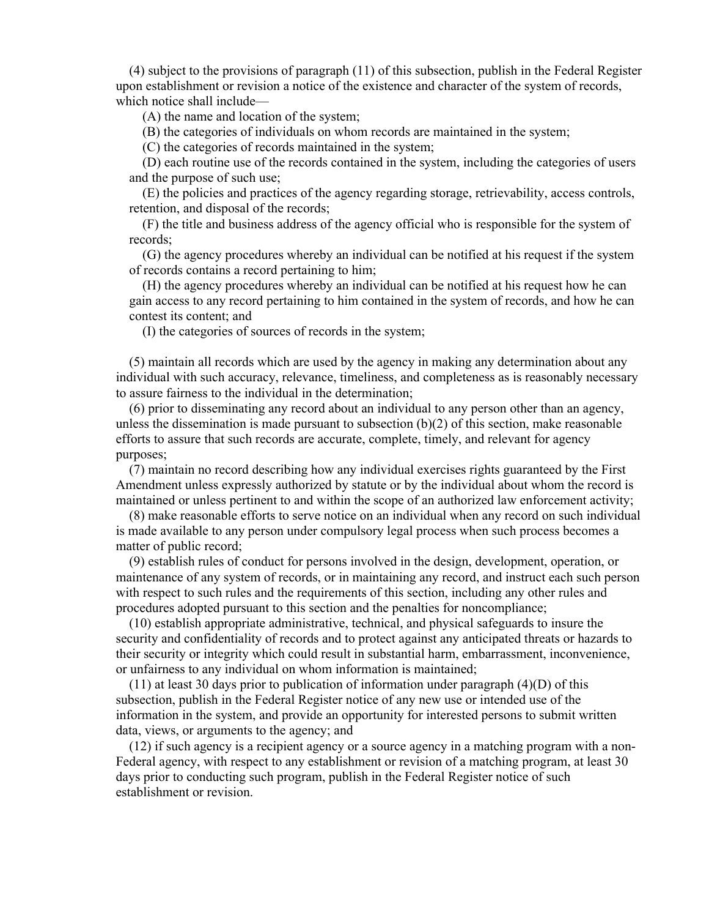(4) subject to the provisions of paragraph (11) of this subsection, publish in the Federal Register upon establishment or revision a notice of the existence and character of the system of records, which notice shall include—

(A) the name and location of the system;

(B) the categories of individuals on whom records are maintained in the system;

(C) the categories of records maintained in the system;

(D) each routine use of the records contained in the system, including the categories of users and the purpose of such use;

(E) the policies and practices of the agency regarding storage, retrievability, access controls, retention, and disposal of the records;

(F) the title and business address of the agency official who is responsible for the system of records;

(G) the agency procedures whereby an individual can be notified at his request if the system of records contains a record pertaining to him;

(H) the agency procedures whereby an individual can be notified at his request how he can gain access to any record pertaining to him contained in the system of records, and how he can contest its content; and

(I) the categories of sources of records in the system;

(5) maintain all records which are used by the agency in making any determination about any individual with such accuracy, relevance, timeliness, and completeness as is reasonably necessary to assure fairness to the individual in the determination;

(6) prior to disseminating any record about an individual to any person other than an agency, unless the dissemination is made pursuant to subsection (b)(2) of this section, make reasonable efforts to assure that such records are accurate, complete, timely, and relevant for agency purposes;

(7) maintain no record describing how any individual exercises rights guaranteed by the First Amendment unless expressly authorized by statute or by the individual about whom the record is maintained or unless pertinent to and within the scope of an authorized law enforcement activity;

(8) make reasonable efforts to serve notice on an individual when any record on such individual is made available to any person under compulsory legal process when such process becomes a matter of public record;

(9) establish rules of conduct for persons involved in the design, development, operation, or maintenance of any system of records, or in maintaining any record, and instruct each such person with respect to such rules and the requirements of this section, including any other rules and procedures adopted pursuant to this section and the penalties for noncompliance;

(10) establish appropriate administrative, technical, and physical safeguards to insure the security and confidentiality of records and to protect against any anticipated threats or hazards to their security or integrity which could result in substantial harm, embarrassment, inconvenience, or unfairness to any individual on whom information is maintained;

(11) at least 30 days prior to publication of information under paragraph (4)(D) of this subsection, publish in the Federal Register notice of any new use or intended use of the information in the system, and provide an opportunity for interested persons to submit written data, views, or arguments to the agency; and

(12) if such agency is a recipient agency or a source agency in a matching program with a non-Federal agency, with respect to any establishment or revision of a matching program, at least 30 days prior to conducting such program, publish in the Federal Register notice of such establishment or revision.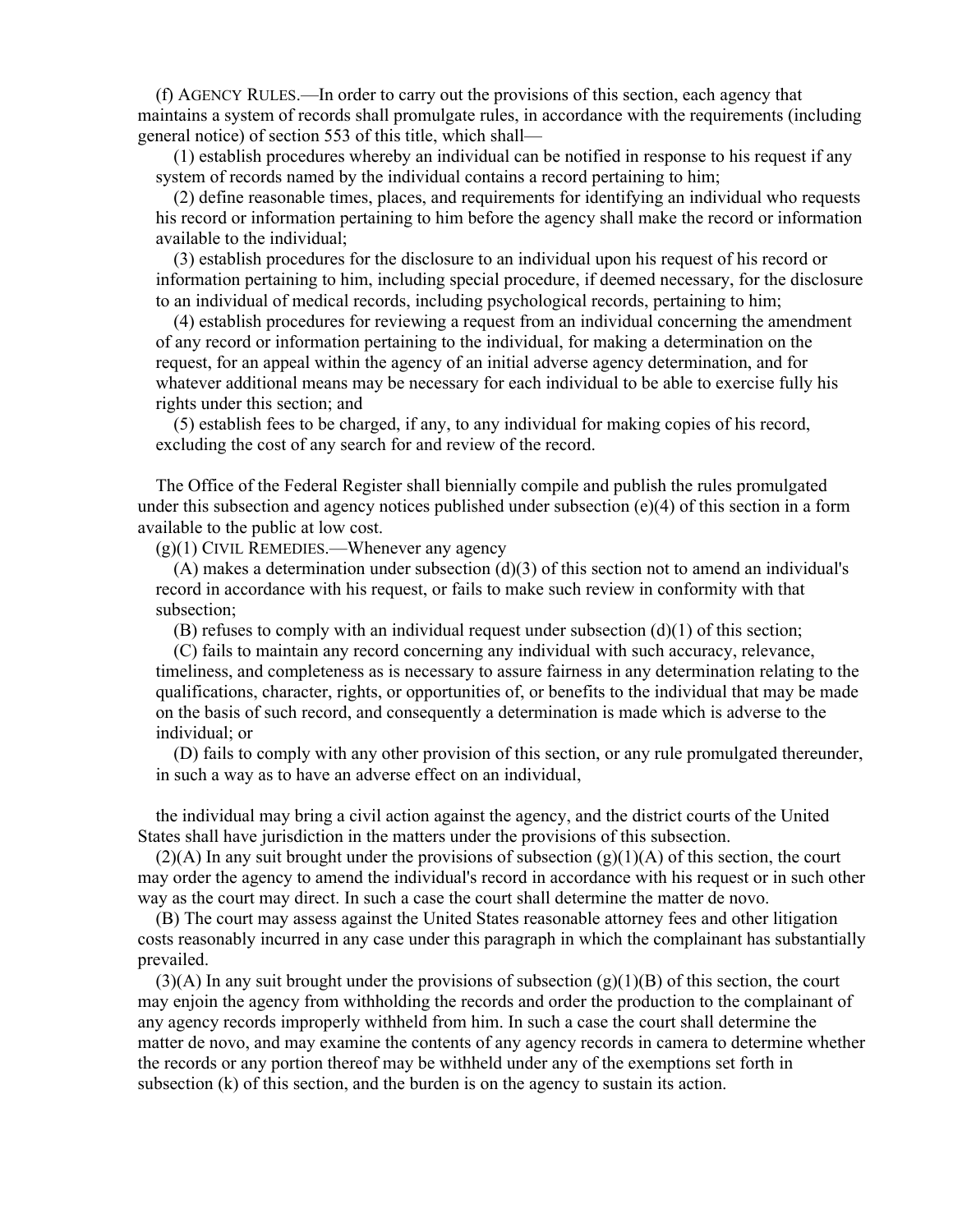(f) AGENCY RULES.—In order to carry out the provisions of this section, each agency that maintains a system of records shall promulgate rules, in accordance with the requirements (including general notice) of section 553 of this title, which shall—

(1) establish procedures whereby an individual can be notified in response to his request if any system of records named by the individual contains a record pertaining to him;

(2) define reasonable times, places, and requirements for identifying an individual who requests his record or information pertaining to him before the agency shall make the record or information available to the individual;

(3) establish procedures for the disclosure to an individual upon his request of his record or information pertaining to him, including special procedure, if deemed necessary, for the disclosure to an individual of medical records, including psychological records, pertaining to him;

(4) establish procedures for reviewing a request from an individual concerning the amendment of any record or information pertaining to the individual, for making a determination on the request, for an appeal within the agency of an initial adverse agency determination, and for whatever additional means may be necessary for each individual to be able to exercise fully his rights under this section; and

(5) establish fees to be charged, if any, to any individual for making copies of his record, excluding the cost of any search for and review of the record.

The Office of the Federal Register shall biennially compile and publish the rules promulgated under this subsection and agency notices published under subsection (e)(4) of this section in a form available to the public at low cost.

(g)(1) CIVIL REMEDIES.—Whenever any agency

(A) makes a determination under subsection (d)(3) of this section not to amend an individual's record in accordance with his request, or fails to make such review in conformity with that subsection;

(B) refuses to comply with an individual request under subsection (d)(1) of this section;

(C) fails to maintain any record concerning any individual with such accuracy, relevance, timeliness, and completeness as is necessary to assure fairness in any determination relating to the qualifications, character, rights, or opportunities of, or benefits to the individual that may be made on the basis of such record, and consequently a determination is made which is adverse to the individual; or

(D) fails to comply with any other provision of this section, or any rule promulgated thereunder, in such a way as to have an adverse effect on an individual,

the individual may bring a civil action against the agency, and the district courts of the United States shall have jurisdiction in the matters under the provisions of this subsection.

(2)(A) In any suit brought under the provisions of subsection (g)(1)(A) of this section, the court may order the agency to amend the individual's record in accordance with his request or in such other way as the court may direct. In such a case the court shall determine the matter de novo.

(B) The court may assess against the United States reasonable attorney fees and other litigation costs reasonably incurred in any case under this paragraph in which the complainant has substantially prevailed.

(3)(A) In any suit brought under the provisions of subsection (g)(1)(B) of this section, the court may enjoin the agency from withholding the records and order the production to the complainant of any agency records improperly withheld from him. In such a case the court shall determine the matter de novo, and may examine the contents of any agency records in camera to determine whether the records or any portion thereof may be withheld under any of the exemptions set forth in subsection (k) of this section, and the burden is on the agency to sustain its action.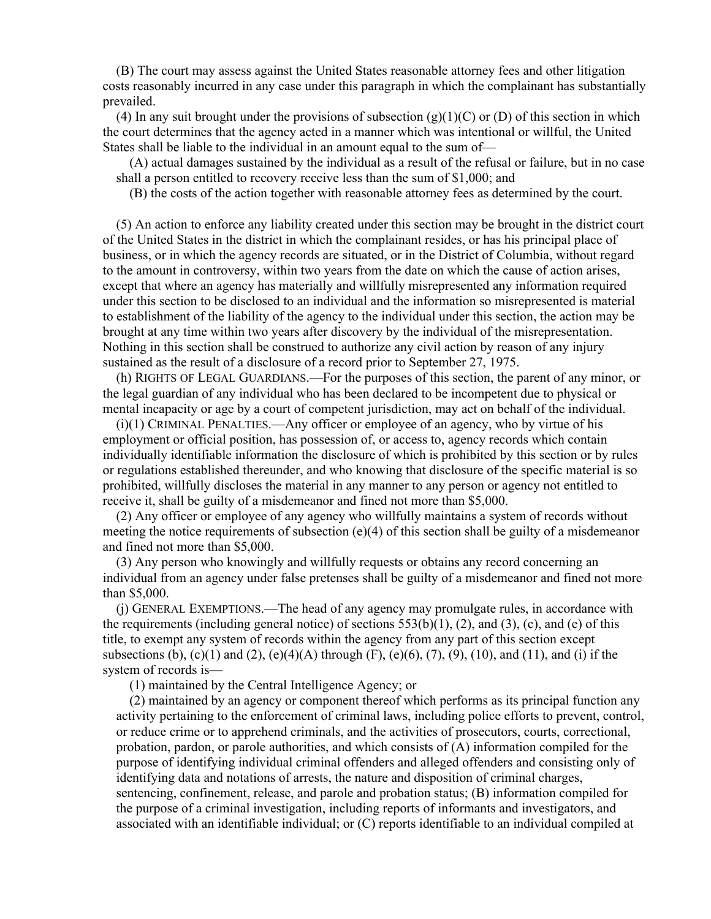(B) The court may assess against the United States reasonable attorney fees and other litigation costs reasonably incurred in any case under this paragraph in which the complainant has substantially prevailed.

(4) In any suit brought under the provisions of subsection (g)(1)(C) or (D) of this section in which the court determines that the agency acted in a manner which was intentional or willful, the United States shall be liable to the individual in an amount equal to the sum of—

(A) actual damages sustained by the individual as a result of the refusal or failure, but in no case shall a person entitled to recovery receive less than the sum of $1,000; and

(B) the costs of the action together with reasonable attorney fees as determined by the court.

(5) An action to enforce any liability created under this section may be brought in the district court of the United States in the district in which the complainant resides, or has his principal place of business, or in which the agency records are situated, or in the District of Columbia, without regard to the amount in controversy, within two years from the date on which the cause of action arises, except that where an agency has materially and willfully misrepresented any information required under this section to be disclosed to an individual and the information so misrepresented is material to establishment of the liability of the agency to the individual under this section, the action may be brought at any time within two years after discovery by the individual of the misrepresentation. Nothing in this section shall be construed to authorize any civil action by reason of any injury sustained as the result of a disclosure of a record prior to September 27, 1975.

(h) RIGHTS OF LEGAL GUARDIANS.—For the purposes of this section, the parent of any minor, or the legal guardian of any individual who has been declared to be incompetent due to physical or mental incapacity or age by a court of competent jurisdiction, may act on behalf of the individual.

(i)(1) CRIMINAL PENALTIES.—Any officer or employee of an agency, who by virtue of his employment or official position, has possession of, or access to, agency records which contain individually identifiable information the disclosure of which is prohibited by this section or by rules or regulations established thereunder, and who knowing that disclosure of the specific material is so prohibited, willfully discloses the material in any manner to any person or agency not entitled to receive it, shall be guilty of a misdemeanor and fined not more than $5,000.

(2) Any officer or employee of any agency who willfully maintains a system of records without meeting the notice requirements of subsection (e)(4) of this section shall be guilty of a misdemeanor and fined not more than $5,000.

(3) Any person who knowingly and willfully requests or obtains any record concerning an individual from an agency under false pretenses shall be guilty of a misdemeanor and fined not more than $5,000.

(j) GENERAL EXEMPTIONS.—The head of any agency may promulgate rules, in accordance with the requirements (including general notice) of sections 553(b)(1), (2), and (3), (c), and (e) of this title, to exempt any system of records within the agency from any part of this section except subsections (b), (c)(1) and (2), (e)(4)(A) through (F), (e)(6), (7), (9), (10), and (11), and (i) if the system of records is—

(1) maintained by the Central Intelligence Agency; or

(2) maintained by an agency or component thereof which performs as its principal function any activity pertaining to the enforcement of criminal laws, including police efforts to prevent, control, or reduce crime or to apprehend criminals, and the activities of prosecutors, courts, correctional, probation, pardon, or parole authorities, and which consists of (A) information compiled for the purpose of identifying individual criminal offenders and alleged offenders and consisting only of identifying data and notations of arrests, the nature and disposition of criminal charges, sentencing, confinement, release, and parole and probation status; (B) information compiled for the purpose of a criminal investigation, including reports of informants and investigators, and associated with an identifiable individual; or (C) reports identifiable to an individual compiled at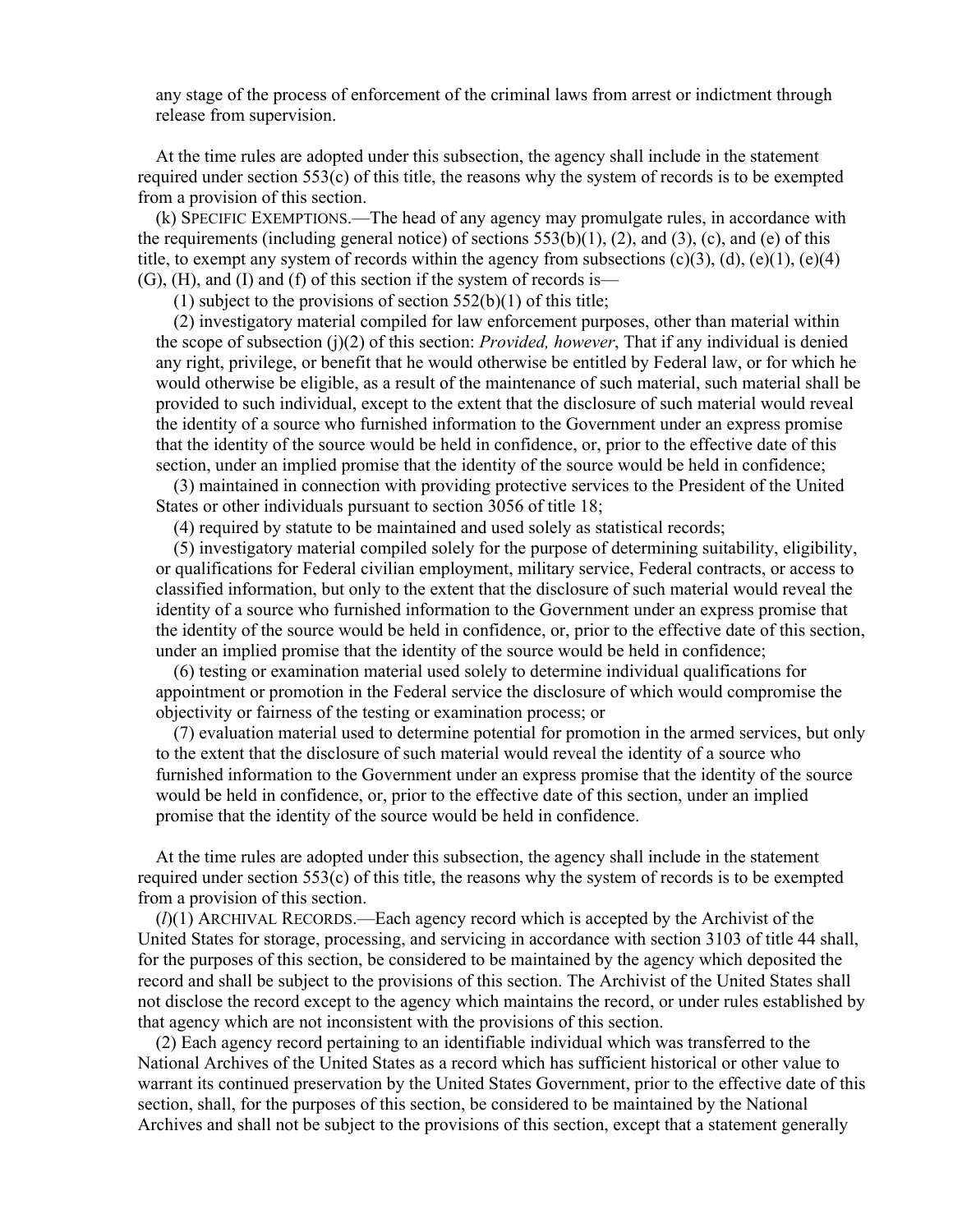any stage of the process of enforcement of the criminal laws from arrest or indictment through release from supervision.

At the time rules are adopted under this subsection, the agency shall include in the statement required under section 553(c) of this title, the reasons why the system of records is to be exempted from a provision of this section.

(k) SPECIFIC EXEMPTIONS.—The head of any agency may promulgate rules, in accordance with the requirements (including general notice) of sections 553(b)(1), (2), and (3), (c), and (e) of this title, to exempt any system of records within the agency from subsections (c)(3), (d), (e)(1), (e)(4)(G), (H), and (I) and (f) of this section if the system of records is—

(1) subject to the provisions of section 552(b)(1) of this title;

(2) investigatory material compiled for law enforcement purposes, other than material within the scope of subsection (j)(2) of this section: *Provided, however*, That if any individual is denied any right, privilege, or benefit that he would otherwise be entitled by Federal law, or for which he would otherwise be eligible, as a result of the maintenance of such material, such material shall be provided to such individual, except to the extent that the disclosure of such material would reveal the identity of a source who furnished information to the Government under an express promise that the identity of the source would be held in confidence, or, prior to the effective date of this section, under an implied promise that the identity of the source would be held in confidence;

(3) maintained in connection with providing protective services to the President of the United States or other individuals pursuant to section 3056 of title 18;

(4) required by statute to be maintained and used solely as statistical records;

(5) investigatory material compiled solely for the purpose of determining suitability, eligibility, or qualifications for Federal civilian employment, military service, Federal contracts, or access to classified information, but only to the extent that the disclosure of such material would reveal the identity of a source who furnished information to the Government under an express promise that the identity of the source would be held in confidence, or, prior to the effective date of this section, under an implied promise that the identity of the source would be held in confidence;

(6) testing or examination material used solely to determine individual qualifications for appointment or promotion in the Federal service the disclosure of which would compromise the objectivity or fairness of the testing or examination process; or

(7) evaluation material used to determine potential for promotion in the armed services, but only to the extent that the disclosure of such material would reveal the identity of a source who furnished information to the Government under an express promise that the identity of the source would be held in confidence, or, prior to the effective date of this section, under an implied promise that the identity of the source would be held in confidence.

At the time rules are adopted under this subsection, the agency shall include in the statement required under section 553(c) of this title, the reasons why the system of records is to be exempted from a provision of this section.

(*l*)(1) ARCHIVAL RECORDS.—Each agency record which is accepted by the Archivist of the United States for storage, processing, and servicing in accordance with section 3103 of title 44 shall, for the purposes of this section, be considered to be maintained by the agency which deposited the record and shall be subject to the provisions of this section. The Archivist of the United States shall not disclose the record except to the agency which maintains the record, or under rules established by that agency which are not inconsistent with the provisions of this section.

(2) Each agency record pertaining to an identifiable individual which was transferred to the National Archives of the United States as a record which has sufficient historical or other value to warrant its continued preservation by the United States Government, prior to the effective date of this section, shall, for the purposes of this section, be considered to be maintained by the National Archives and shall not be subject to the provisions of this section, except that a statement generally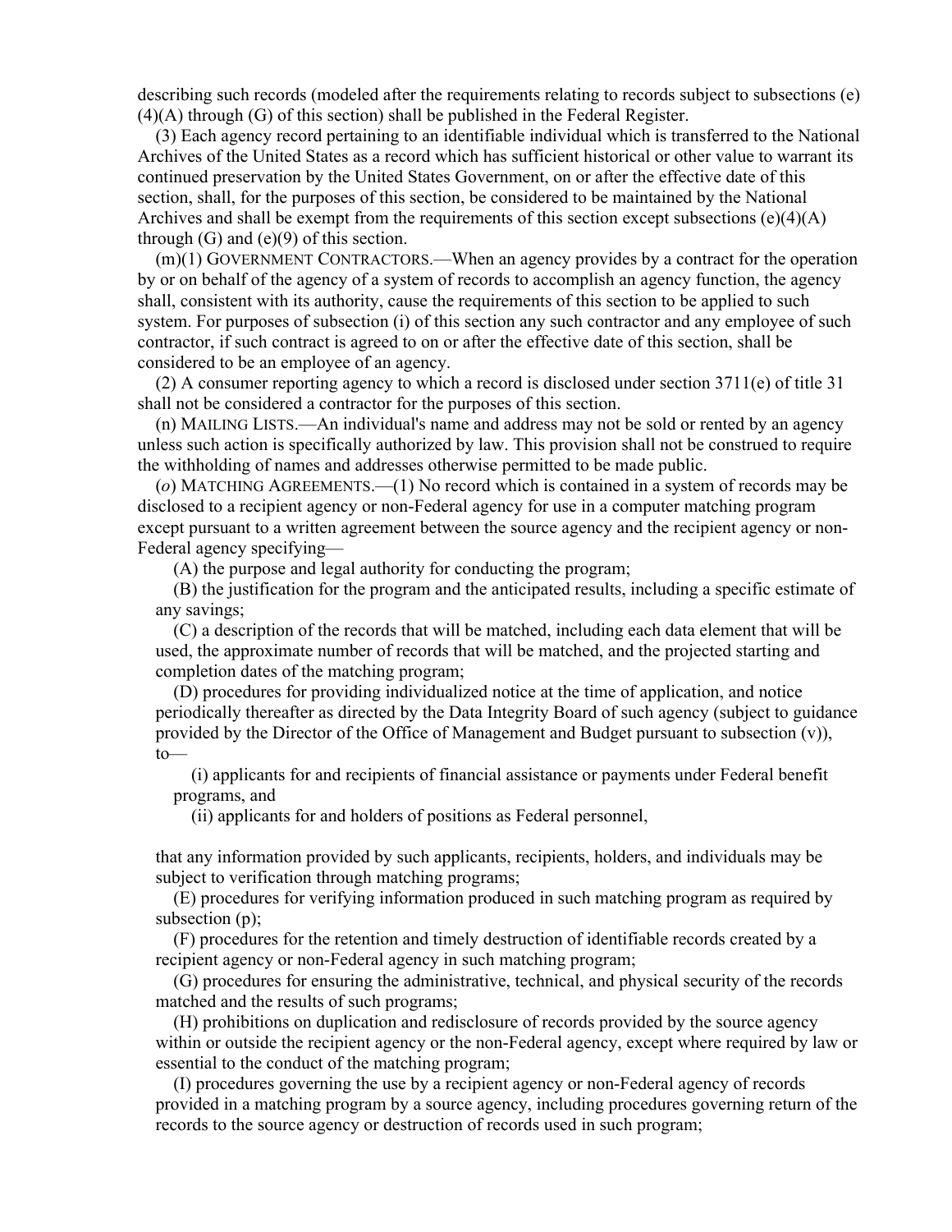describing such records (modeled after the requirements relating to records subject to subsections (e)(4)(A) through (G) of this section) shall be published in the Federal Register.

(3) Each agency record pertaining to an identifiable individual which is transferred to the National Archives of the United States as a record which has sufficient historical or other value to warrant its continued preservation by the United States Government, on or after the effective date of this section, shall, for the purposes of this section, be considered to be maintained by the National Archives and shall be exempt from the requirements of this section except subsections (e)(4)(A) through (G) and (e)(9) of this section.

(m)(1) GOVERNMENT CONTRACTORS.—When an agency provides by a contract for the operation by or on behalf of the agency of a system of records to accomplish an agency function, the agency shall, consistent with its authority, cause the requirements of this section to be applied to such system. For purposes of subsection (i) of this section any such contractor and any employee of such contractor, if such contract is agreed to on or after the effective date of this section, shall be considered to be an employee of an agency.

(2) A consumer reporting agency to which a record is disclosed under section 3711(e) of title 31 shall not be considered a contractor for the purposes of this section.

(n) MAILING LISTS.—An individual's name and address may not be sold or rented by an agency unless such action is specifically authorized by law. This provision shall not be construed to require the withholding of names and addresses otherwise permitted to be made public.

(*o*) MATCHING AGREEMENTS.—(1) No record which is contained in a system of records may be disclosed to a recipient agency or non-Federal agency for use in a computer matching program except pursuant to a written agreement between the source agency and the recipient agency or non-Federal agency specifying—

(A) the purpose and legal authority for conducting the program;

(B) the justification for the program and the anticipated results, including a specific estimate of any savings;

(C) a description of the records that will be matched, including each data element that will be used, the approximate number of records that will be matched, and the projected starting and completion dates of the matching program;

(D) procedures for providing individualized notice at the time of application, and notice periodically thereafter as directed by the Data Integrity Board of such agency (subject to guidance provided by the Director of the Office of Management and Budget pursuant to subsection (v)), to—

(i) applicants for and recipients of financial assistance or payments under Federal benefit programs, and

(ii) applicants for and holders of positions as Federal personnel,

that any information provided by such applicants, recipients, holders, and individuals may be subject to verification through matching programs;

(E) procedures for verifying information produced in such matching program as required by subsection (p);

(F) procedures for the retention and timely destruction of identifiable records created by a recipient agency or non-Federal agency in such matching program;

(G) procedures for ensuring the administrative, technical, and physical security of the records matched and the results of such programs;

(H) prohibitions on duplication and redisclosure of records provided by the source agency within or outside the recipient agency or the non-Federal agency, except where required by law or essential to the conduct of the matching program;

(I) procedures governing the use by a recipient agency or non-Federal agency of records provided in a matching program by a source agency, including procedures governing return of the records to the source agency or destruction of records used in such program;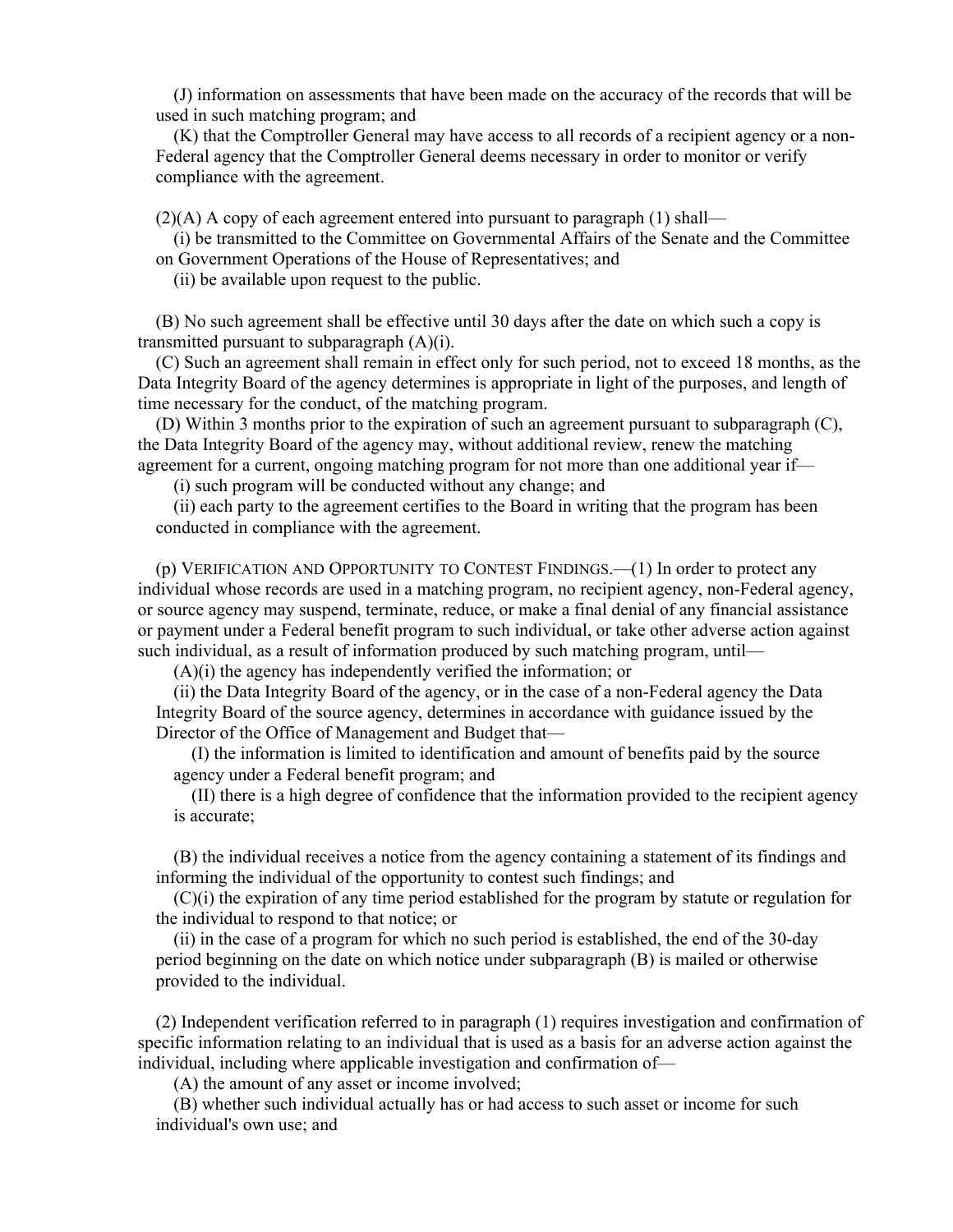(J) information on assessments that have been made on the accuracy of the records that will be used in such matching program; and

(K) that the Comptroller General may have access to all records of a recipient agency or a non-Federal agency that the Comptroller General deems necessary in order to monitor or verify compliance with the agreement.

(2)(A) A copy of each agreement entered into pursuant to paragraph (1) shall—

(i) be transmitted to the Committee on Governmental Affairs of the Senate and the Committee on Government Operations of the House of Representatives; and

(ii) be available upon request to the public.

(B) No such agreement shall be effective until 30 days after the date on which such a copy is transmitted pursuant to subparagraph (A)(i).

(C) Such an agreement shall remain in effect only for such period, not to exceed 18 months, as the Data Integrity Board of the agency determines is appropriate in light of the purposes, and length of time necessary for the conduct, of the matching program.

(D) Within 3 months prior to the expiration of such an agreement pursuant to subparagraph (C), the Data Integrity Board of the agency may, without additional review, renew the matching agreement for a current, ongoing matching program for not more than one additional year if—

(i) such program will be conducted without any change; and

(ii) each party to the agreement certifies to the Board in writing that the program has been conducted in compliance with the agreement.

(p) VERIFICATION AND OPPORTUNITY TO CONTEST FINDINGS.—(1) In order to protect any individual whose records are used in a matching program, no recipient agency, non-Federal agency, or source agency may suspend, terminate, reduce, or make a final denial of any financial assistance or payment under a Federal benefit program to such individual, or take other adverse action against such individual, as a result of information produced by such matching program, until—

(A)(i) the agency has independently verified the information; or

(ii) the Data Integrity Board of the agency, or in the case of a non-Federal agency the Data Integrity Board of the source agency, determines in accordance with guidance issued by the Director of the Office of Management and Budget that—

(I) the information is limited to identification and amount of benefits paid by the source agency under a Federal benefit program; and

(II) there is a high degree of confidence that the information provided to the recipient agency is accurate;

(B) the individual receives a notice from the agency containing a statement of its findings and informing the individual of the opportunity to contest such findings; and

(C)(i) the expiration of any time period established for the program by statute or regulation for the individual to respond to that notice; or

(ii) in the case of a program for which no such period is established, the end of the 30-day period beginning on the date on which notice under subparagraph (B) is mailed or otherwise provided to the individual.

(2) Independent verification referred to in paragraph (1) requires investigation and confirmation of specific information relating to an individual that is used as a basis for an adverse action against the individual, including where applicable investigation and confirmation of—

(A) the amount of any asset or income involved;

(B) whether such individual actually has or had access to such asset or income for such individual's own use; and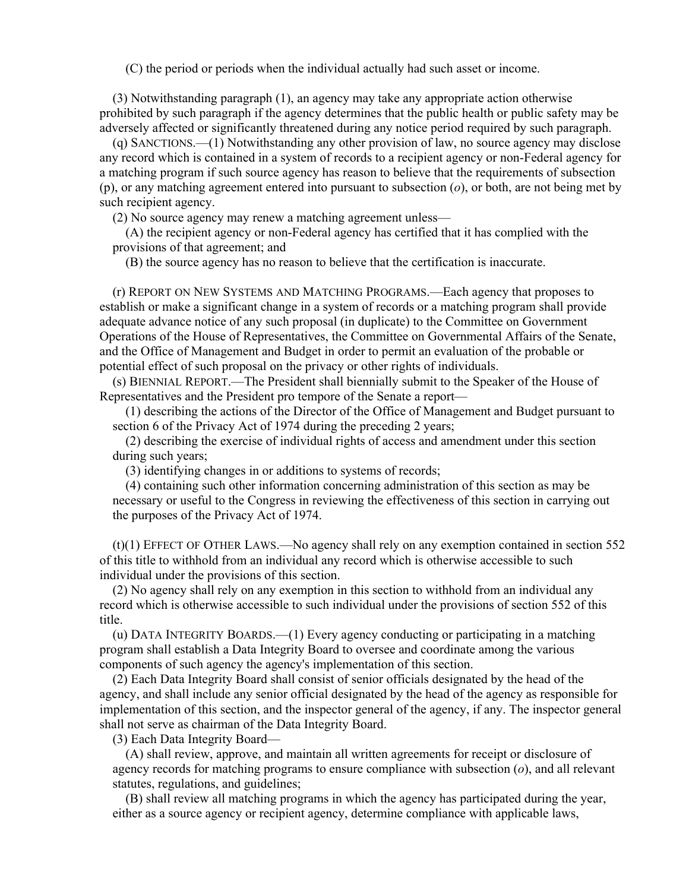(C) the period or periods when the individual actually had such asset or income.

(3) Notwithstanding paragraph (1), an agency may take any appropriate action otherwise prohibited by such paragraph if the agency determines that the public health or public safety may be adversely affected or significantly threatened during any notice period required by such paragraph.

(q) SANCTIONS.—(1) Notwithstanding any other provision of law, no source agency may disclose any record which is contained in a system of records to a recipient agency or non-Federal agency for a matching program if such source agency has reason to believe that the requirements of subsection (p), or any matching agreement entered into pursuant to subsection (*o*), or both, are not being met by such recipient agency.

(2) No source agency may renew a matching agreement unless—

(A) the recipient agency or non-Federal agency has certified that it has complied with the provisions of that agreement; and

(B) the source agency has no reason to believe that the certification is inaccurate.

(r) REPORT ON NEW SYSTEMS AND MATCHING PROGRAMS.—Each agency that proposes to establish or make a significant change in a system of records or a matching program shall provide adequate advance notice of any such proposal (in duplicate) to the Committee on Government Operations of the House of Representatives, the Committee on Governmental Affairs of the Senate, and the Office of Management and Budget in order to permit an evaluation of the probable or potential effect of such proposal on the privacy or other rights of individuals.

(s) BIENNIAL REPORT.—The President shall biennially submit to the Speaker of the House of Representatives and the President pro tempore of the Senate a report—

(1) describing the actions of the Director of the Office of Management and Budget pursuant to section 6 of the Privacy Act of 1974 during the preceding 2 years;

(2) describing the exercise of individual rights of access and amendment under this section during such years;

(3) identifying changes in or additions to systems of records;

(4) containing such other information concerning administration of this section as may be necessary or useful to the Congress in reviewing the effectiveness of this section in carrying out the purposes of the Privacy Act of 1974.

(t)(1) EFFECT OF OTHER LAWS.—No agency shall rely on any exemption contained in section 552 of this title to withhold from an individual any record which is otherwise accessible to such individual under the provisions of this section.

(2) No agency shall rely on any exemption in this section to withhold from an individual any record which is otherwise accessible to such individual under the provisions of section 552 of this title.

(u) DATA INTEGRITY BOARDS.—(1) Every agency conducting or participating in a matching program shall establish a Data Integrity Board to oversee and coordinate among the various components of such agency the agency's implementation of this section.

(2) Each Data Integrity Board shall consist of senior officials designated by the head of the agency, and shall include any senior official designated by the head of the agency as responsible for implementation of this section, and the inspector general of the agency, if any. The inspector general shall not serve as chairman of the Data Integrity Board.

(3) Each Data Integrity Board—

(A) shall review, approve, and maintain all written agreements for receipt or disclosure of agency records for matching programs to ensure compliance with subsection (*o*), and all relevant statutes, regulations, and guidelines;

(B) shall review all matching programs in which the agency has participated during the year, either as a source agency or recipient agency, determine compliance with applicable laws,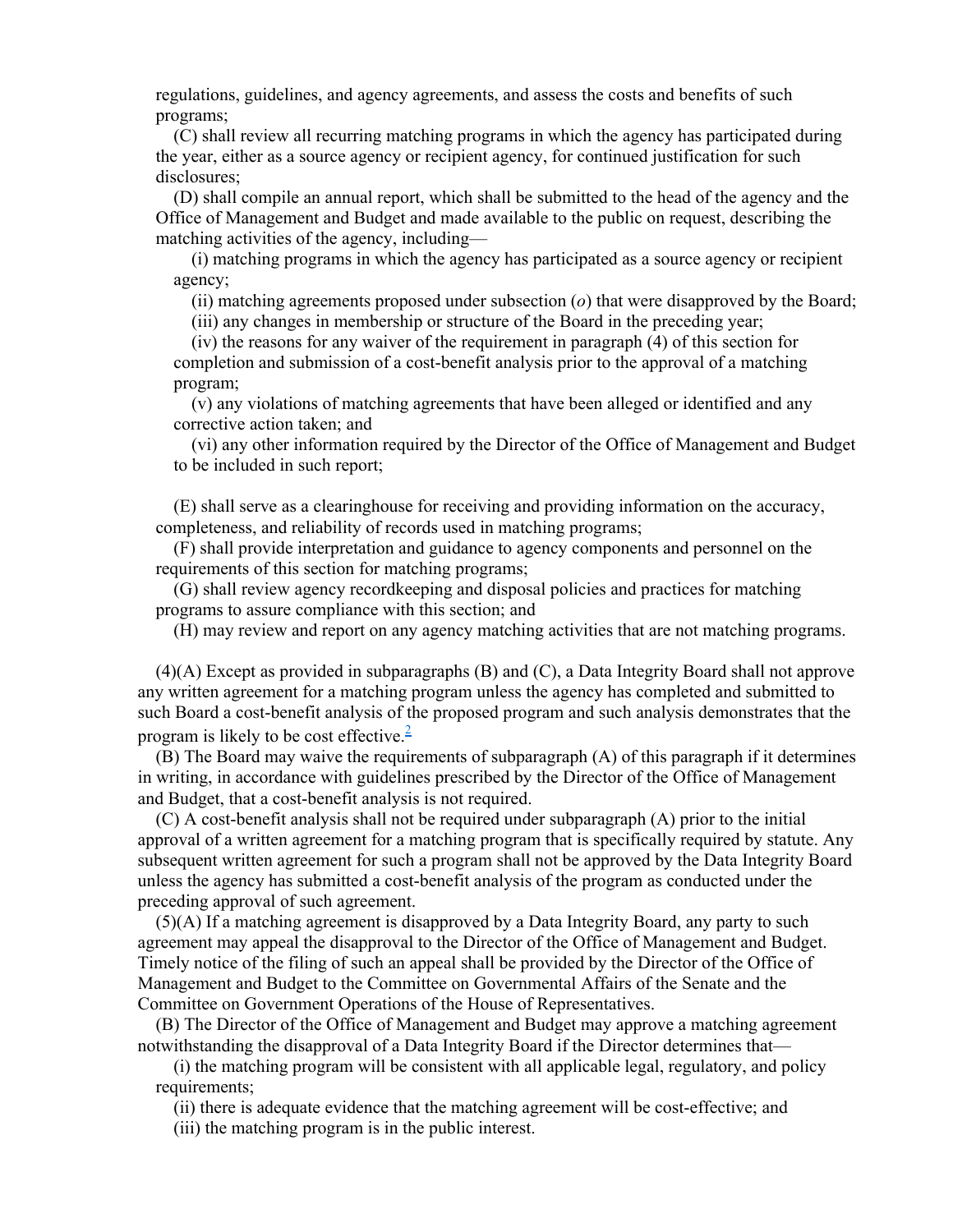regulations, guidelines, and agency agreements, and assess the costs and benefits of such programs;

(C) shall review all recurring matching programs in which the agency has participated during the year, either as a source agency or recipient agency, for continued justification for such disclosures;

(D) shall compile an annual report, which shall be submitted to the head of the agency and the Office of Management and Budget and made available to the public on request, describing the matching activities of the agency, including—

(i) matching programs in which the agency has participated as a source agency or recipient agency;

(ii) matching agreements proposed under subsection (*o*) that were disapproved by the Board;

(iii) any changes in membership or structure of the Board in the preceding year;

(iv) the reasons for any waiver of the requirement in paragraph (4) of this section for completion and submission of a cost-benefit analysis prior to the approval of a matching program;

(v) any violations of matching agreements that have been alleged or identified and any corrective action taken; and

(vi) any other information required by the Director of the Office of Management and Budget to be included in such report;

(E) shall serve as a clearinghouse for receiving and providing information on the accuracy, completeness, and reliability of records used in matching programs;

(F) shall provide interpretation and guidance to agency components and personnel on the requirements of this section for matching programs;

(G) shall review agency recordkeeping and disposal policies and practices for matching programs to assure compliance with this section; and

(H) may review and report on any agency matching activities that are not matching programs.

(4)(A) Except as provided in subparagraphs (B) and (C), a Data Integrity Board shall not approve any written agreement for a matching program unless the agency has completed and submitted to such Board a cost-benefit analysis of the proposed program and such analysis demonstrates that the program is likely to be cost effective.[2]

(B) The Board may waive the requirements of subparagraph (A) of this paragraph if it determines in writing, in accordance with guidelines prescribed by the Director of the Office of Management and Budget, that a cost-benefit analysis is not required.

(C) A cost-benefit analysis shall not be required under subparagraph (A) prior to the initial approval of a written agreement for a matching program that is specifically required by statute. Any subsequent written agreement for such a program shall not be approved by the Data Integrity Board unless the agency has submitted a cost-benefit analysis of the program as conducted under the preceding approval of such agreement.

(5)(A) If a matching agreement is disapproved by a Data Integrity Board, any party to such agreement may appeal the disapproval to the Director of the Office of Management and Budget. Timely notice of the filing of such an appeal shall be provided by the Director of the Office of Management and Budget to the Committee on Governmental Affairs of the Senate and the Committee on Government Operations of the House of Representatives.

(B) The Director of the Office of Management and Budget may approve a matching agreement notwithstanding the disapproval of a Data Integrity Board if the Director determines that—

(i) the matching program will be consistent with all applicable legal, regulatory, and policy requirements;

(ii) there is adequate evidence that the matching agreement will be cost-effective; and

(iii) the matching program is in the public interest.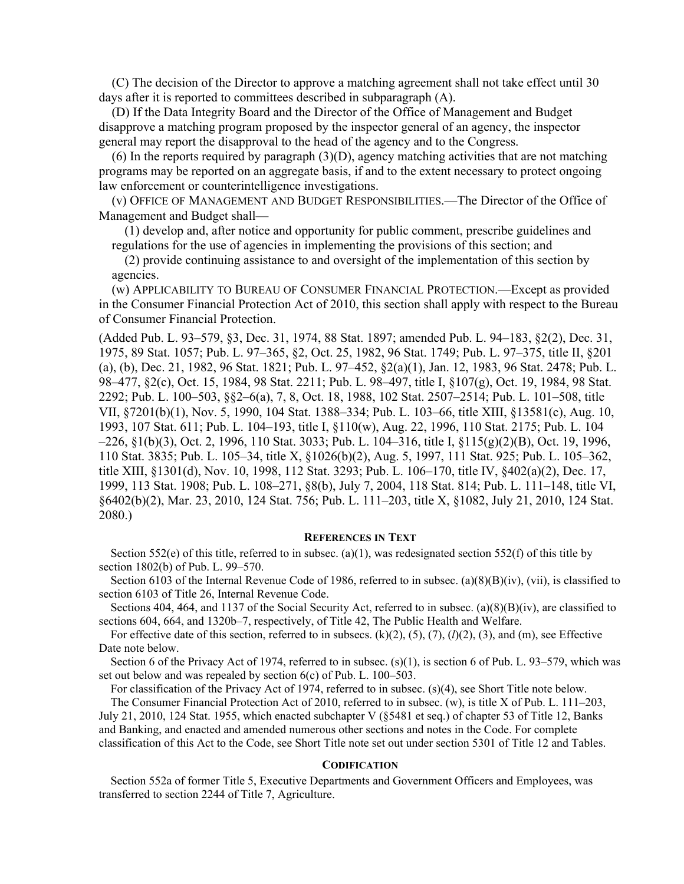(C) The decision of the Director to approve a matching agreement shall not take effect until 30 days after it is reported to committees described in subparagraph (A).

(D) If the Data Integrity Board and the Director of the Office of Management and Budget disapprove a matching program proposed by the inspector general of an agency, the inspector general may report the disapproval to the head of the agency and to the Congress.

(6) In the reports required by paragraph (3)(D), agency matching activities that are not matching programs may be reported on an aggregate basis, if and to the extent necessary to protect ongoing law enforcement or counterintelligence investigations.

(v) OFFICE OF MANAGEMENT AND BUDGET RESPONSIBILITIES.—The Director of the Office of Management and Budget shall—

(1) develop and, after notice and opportunity for public comment, prescribe guidelines and regulations for the use of agencies in implementing the provisions of this section; and

(2) provide continuing assistance to and oversight of the implementation of this section by agencies.

(w) APPLICABILITY TO BUREAU OF CONSUMER FINANCIAL PROTECTION.—Except as provided in the Consumer Financial Protection Act of 2010, this section shall apply with respect to the Bureau of Consumer Financial Protection.

(Added Pub. L. 93–579, §3, Dec. 31, 1974, 88 Stat. 1897; amended Pub. L. 94–183, §2(2), Dec. 31, 1975, 89 Stat. 1057; Pub. L. 97–365, §2, Oct. 25, 1982, 96 Stat. 1749; Pub. L. 97–375, title II, §201 (a), (b), Dec. 21, 1982, 96 Stat. 1821; Pub. L. 97–452, §2(a)(1), Jan. 12, 1983, 96 Stat. 2478; Pub. L. 98–477, §2(c), Oct. 15, 1984, 98 Stat. 2211; Pub. L. 98–497, title I, §107(g), Oct. 19, 1984, 98 Stat. 2292; Pub. L. 100–503, §§2–6(a), 7, 8, Oct. 18, 1988, 102 Stat. 2507–2514; Pub. L. 101–508, title VII, §7201(b)(1), Nov. 5, 1990, 104 Stat. 1388–334; Pub. L. 103–66, title XIII, §13581(c), Aug. 10, 1993, 107 Stat. 611; Pub. L. 104–193, title I, §110(w), Aug. 22, 1996, 110 Stat. 2175; Pub. L. 104–226, §1(b)(3), Oct. 2, 1996, 110 Stat. 3033; Pub. L. 104–316, title I, §115(g)(2)(B), Oct. 19, 1996, 110 Stat. 3835; Pub. L. 105–34, title X, §1026(b)(2), Aug. 5, 1997, 111 Stat. 925; Pub. L. 105–362, title XIII, §1301(d), Nov. 10, 1998, 112 Stat. 3293; Pub. L. 106–170, title IV, §402(a)(2), Dec. 17, 1999, 113 Stat. 1908; Pub. L. 108–271, §8(b), July 7, 2004, 118 Stat. 814; Pub. L. 111–148, title VI, §6402(b)(2), Mar. 23, 2010, 124 Stat. 756; Pub. L. 111–203, title X, §1082, July 21, 2010, 124 Stat. 2080.)

### REFERENCES IN TEXT

Section 552(e) of this title, referred to in subsec. (a)(1), was redesignated section 552(f) of this title by section 1802(b) of Pub. L. 99–570.

Section 6103 of the Internal Revenue Code of 1986, referred to in subsec. (a)(8)(B)(iv), (vii), is classified to section 6103 of Title 26, Internal Revenue Code.

Sections 404, 464, and 1137 of the Social Security Act, referred to in subsec. (a)(8)(B)(iv), are classified to sections 604, 664, and 1320b–7, respectively, of Title 42, The Public Health and Welfare.

For effective date of this section, referred to in subsecs. (k)(2), (5), (7), (*l*)(2), (3), and (m), see Effective Date note below.

Section 6 of the Privacy Act of 1974, referred to in subsec. (s)(1), is section 6 of Pub. L. 93–579, which was set out below and was repealed by section 6(c) of Pub. L. 100–503.

For classification of the Privacy Act of 1974, referred to in subsec. (s)(4), see Short Title note below.

The Consumer Financial Protection Act of 2010, referred to in subsec. (w), is title X of Pub. L. 111–203, July 21, 2010, 124 Stat. 1955, which enacted subchapter V (§5481 et seq.) of chapter 53 of Title 12, Banks and Banking, and enacted and amended numerous other sections and notes in the Code. For complete classification of this Act to the Code, see Short Title note set out under section 5301 of Title 12 and Tables.

### CODIFICATION

Section 552a of former Title 5, Executive Departments and Government Officers and Employees, was transferred to section 2244 of Title 7, Agriculture.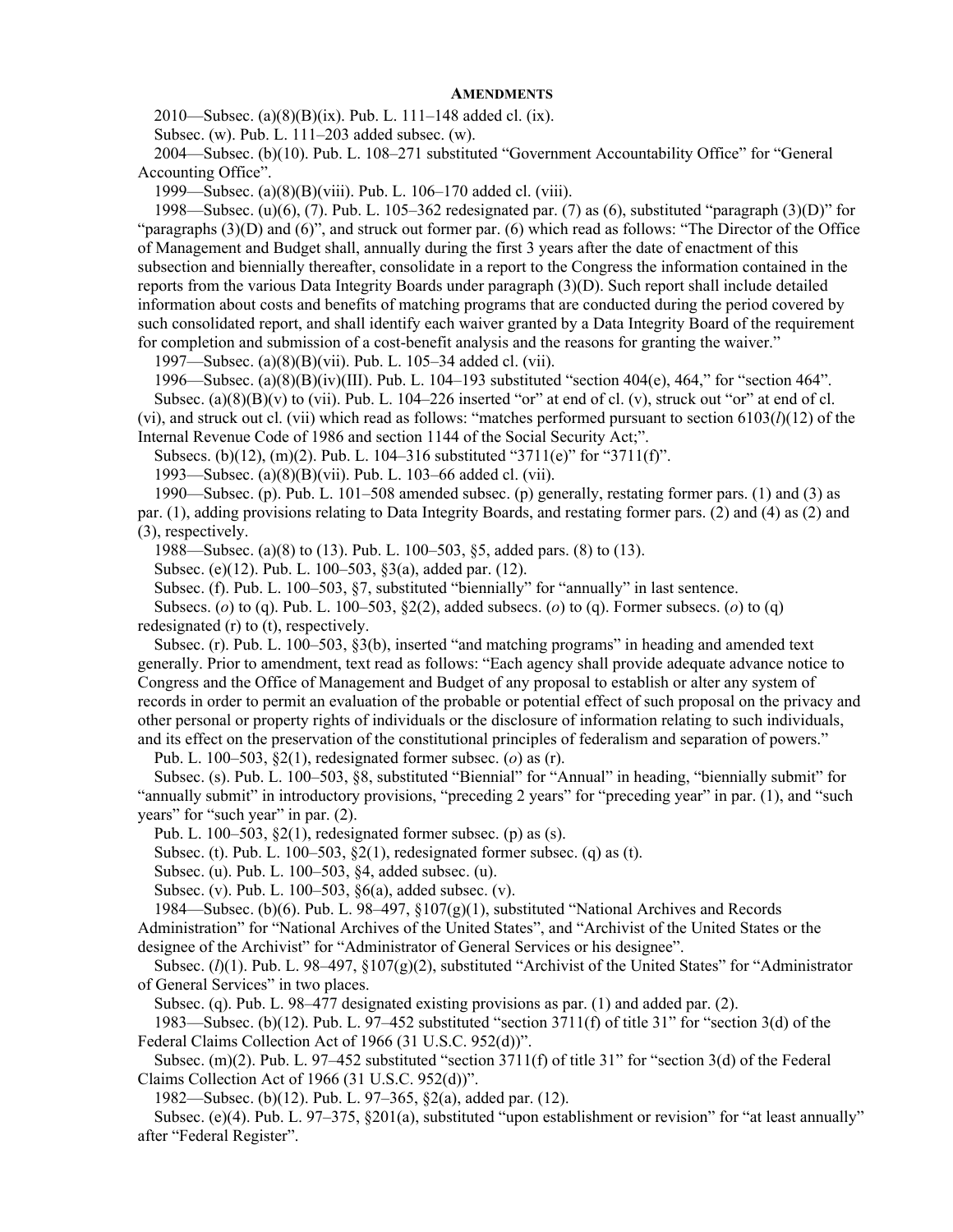**AMENDMENTS**

2010—Subsec. (a)(8)(B)(ix). Pub. L. 111–148 added cl. (ix).

Subsec. (w). Pub. L. 111–203 added subsec. (w).

2004—Subsec. (b)(10). Pub. L. 108–271 substituted “Government Accountability Office” for “General Accounting Office”.

1999—Subsec. (a)(8)(B)(viii). Pub. L. 106–170 added cl. (viii).

1998—Subsec. (u)(6), (7). Pub. L. 105–362 redesignated par. (7) as (6), substituted “paragraph (3)(D)” for “paragraphs (3)(D) and (6)”, and struck out former par. (6) which read as follows: “The Director of the Office of Management and Budget shall, annually during the first 3 years after the date of enactment of this subsection and biennially thereafter, consolidate in a report to the Congress the information contained in the reports from the various Data Integrity Boards under paragraph (3)(D). Such report shall include detailed information about costs and benefits of matching programs that are conducted during the period covered by such consolidated report, and shall identify each waiver granted by a Data Integrity Board of the requirement for completion and submission of a cost-benefit analysis and the reasons for granting the waiver.”

1997—Subsec. (a)(8)(B)(vii). Pub. L. 105–34 added cl. (vii).

1996—Subsec. (a)(8)(B)(iv)(III). Pub. L. 104–193 substituted “section 404(e), 464,” for “section 464”.

Subsec. (a)(8)(B)(v) to (vii). Pub. L. 104–226 inserted “or” at end of cl. (v), struck out “or” at end of cl. (vi), and struck out cl. (vii) which read as follows: “matches performed pursuant to section 6103(*l*)(12) of the Internal Revenue Code of 1986 and section 1144 of the Social Security Act;”.

Subsecs. (b)(12), (m)(2). Pub. L. 104–316 substituted “3711(e)” for “3711(f)”.

1993—Subsec. (a)(8)(B)(vii). Pub. L. 103–66 added cl. (vii).

1990—Subsec. (p). Pub. L. 101–508 amended subsec. (p) generally, restating former pars. (1) and (3) as par. (1), adding provisions relating to Data Integrity Boards, and restating former pars. (2) and (4) as (2) and (3), respectively.

1988—Subsec. (a)(8) to (13). Pub. L. 100–503, §5, added pars. (8) to (13).

Subsec. (e)(12). Pub. L. 100–503, §3(a), added par. (12).

Subsec. (f). Pub. L. 100–503, §7, substituted “biennially” for “annually” in last sentence.

Subsecs. (*o*) to (q). Pub. L. 100–503, §2(2), added subsecs. (*o*) to (q). Former subsecs. (*o*) to (q) redesignated (r) to (t), respectively.

Subsec. (r). Pub. L. 100–503, §3(b), inserted “and matching programs” in heading and amended text generally. Prior to amendment, text read as follows: “Each agency shall provide adequate advance notice to Congress and the Office of Management and Budget of any proposal to establish or alter any system of records in order to permit an evaluation of the probable or potential effect of such proposal on the privacy and other personal or property rights of individuals or the disclosure of information relating to such individuals, and its effect on the preservation of the constitutional principles of federalism and separation of powers.”

Pub. L. 100–503, §2(1), redesignated former subsec. (*o*) as (r).

Subsec. (s). Pub. L. 100–503, §8, substituted “Biennial” for “Annual” in heading, “biennially submit” for “annually submit” in introductory provisions, “preceding 2 years” for “preceding year” in par. (1), and “such years” for “such year” in par. (2).

Pub. L. 100–503, §2(1), redesignated former subsec. (p) as (s).

Subsec. (t). Pub. L. 100–503, §2(1), redesignated former subsec. (q) as (t).

Subsec. (u). Pub. L. 100–503, §4, added subsec. (u).

Subsec. (v). Pub. L. 100–503, §6(a), added subsec. (v).

1984—Subsec. (b)(6). Pub. L. 98–497, §107(g)(1), substituted “National Archives and Records Administration” for “National Archives of the United States”, and “Archivist of the United States or the designee of the Archivist” for “Administrator of General Services or his designee”.

Subsec. (*l*)(1). Pub. L. 98–497, §107(g)(2), substituted “Archivist of the United States” for “Administrator of General Services” in two places.

Subsec. (q). Pub. L. 98–477 designated existing provisions as par. (1) and added par. (2).

1983—Subsec. (b)(12). Pub. L. 97–452 substituted “section 3711(f) of title 31” for “section 3(d) of the Federal Claims Collection Act of 1966 (31 U.S.C. 952(d))”.

Subsec. (m)(2). Pub. L. 97–452 substituted “section 3711(f) of title 31” for “section 3(d) of the Federal Claims Collection Act of 1966 (31 U.S.C. 952(d))”.

1982—Subsec. (b)(12). Pub. L. 97–365, §2(a), added par. (12).

Subsec. (e)(4). Pub. L. 97–375, §201(a), substituted “upon establishment or revision” for “at least annually” after “Federal Register”.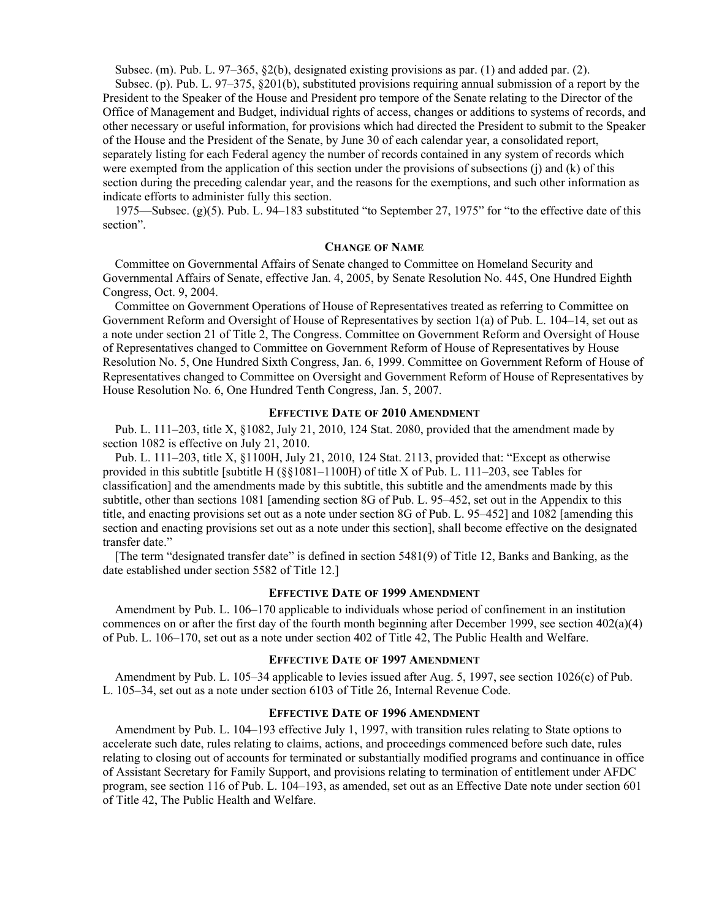Subsec. (m). Pub. L. 97–365, §2(b), designated existing provisions as par. (1) and added par. (2).

Subsec. (p). Pub. L. 97–375, §201(b), substituted provisions requiring annual submission of a report by the President to the Speaker of the House and President pro tempore of the Senate relating to the Director of the Office of Management and Budget, individual rights of access, changes or additions to systems of records, and other necessary or useful information, for provisions which had directed the President to submit to the Speaker of the House and the President of the Senate, by June 30 of each calendar year, a consolidated report, separately listing for each Federal agency the number of records contained in any system of records which were exempted from the application of this section under the provisions of subsections (j) and (k) of this section during the preceding calendar year, and the reasons for the exemptions, and such other information as indicate efforts to administer fully this section.

1975—Subsec. (g)(5). Pub. L. 94–183 substituted "to September 27, 1975" for "to the effective date of this section".

### Change of Name

Committee on Governmental Affairs of Senate changed to Committee on Homeland Security and Governmental Affairs of Senate, effective Jan. 4, 2005, by Senate Resolution No. 445, One Hundred Eighth Congress, Oct. 9, 2004.

Committee on Government Operations of House of Representatives treated as referring to Committee on Government Reform and Oversight of House of Representatives by section 1(a) of Pub. L. 104–14, set out as a note under section 21 of Title 2, The Congress. Committee on Government Reform and Oversight of House of Representatives changed to Committee on Government Reform of House of Representatives by House Resolution No. 5, One Hundred Sixth Congress, Jan. 6, 1999. Committee on Government Reform of House of Representatives changed to Committee on Oversight and Government Reform of House of Representatives by House Resolution No. 6, One Hundred Tenth Congress, Jan. 5, 2007.

### Effective Date of 2010 Amendment

Pub. L. 111–203, title X, §1082, July 21, 2010, 124 Stat. 2080, provided that the amendment made by section 1082 is effective on July 21, 2010.

Pub. L. 111–203, title X, §1100H, July 21, 2010, 124 Stat. 2113, provided that: "Except as otherwise provided in this subtitle [subtitle H (§§1081–1100H) of title X of Pub. L. 111–203, see Tables for classification] and the amendments made by this subtitle, this subtitle and the amendments made by this subtitle, other than sections 1081 [amending section 8G of Pub. L. 95–452, set out in the Appendix to this title, and enacting provisions set out as a note under section 8G of Pub. L. 95–452] and 1082 [amending this section and enacting provisions set out as a note under this section], shall become effective on the designated transfer date."

[The term "designated transfer date" is defined in section 5481(9) of Title 12, Banks and Banking, as the date established under section 5582 of Title 12.]

### Effective Date of 1999 Amendment

Amendment by Pub. L. 106–170 applicable to individuals whose period of confinement in an institution commences on or after the first day of the fourth month beginning after December 1999, see section 402(a)(4) of Pub. L. 106–170, set out as a note under section 402 of Title 42, The Public Health and Welfare.

### Effective Date of 1997 Amendment

Amendment by Pub. L. 105–34 applicable to levies issued after Aug. 5, 1997, see section 1026(c) of Pub. L. 105–34, set out as a note under section 6103 of Title 26, Internal Revenue Code.

### Effective Date of 1996 Amendment

Amendment by Pub. L. 104–193 effective July 1, 1997, with transition rules relating to State options to accelerate such date, rules relating to claims, actions, and proceedings commenced before such date, rules relating to closing out of accounts for terminated or substantially modified programs and continuance in office of Assistant Secretary for Family Support, and provisions relating to termination of entitlement under AFDC program, see section 116 of Pub. L. 104–193, as amended, set out as an Effective Date note under section 601 of Title 42, The Public Health and Welfare.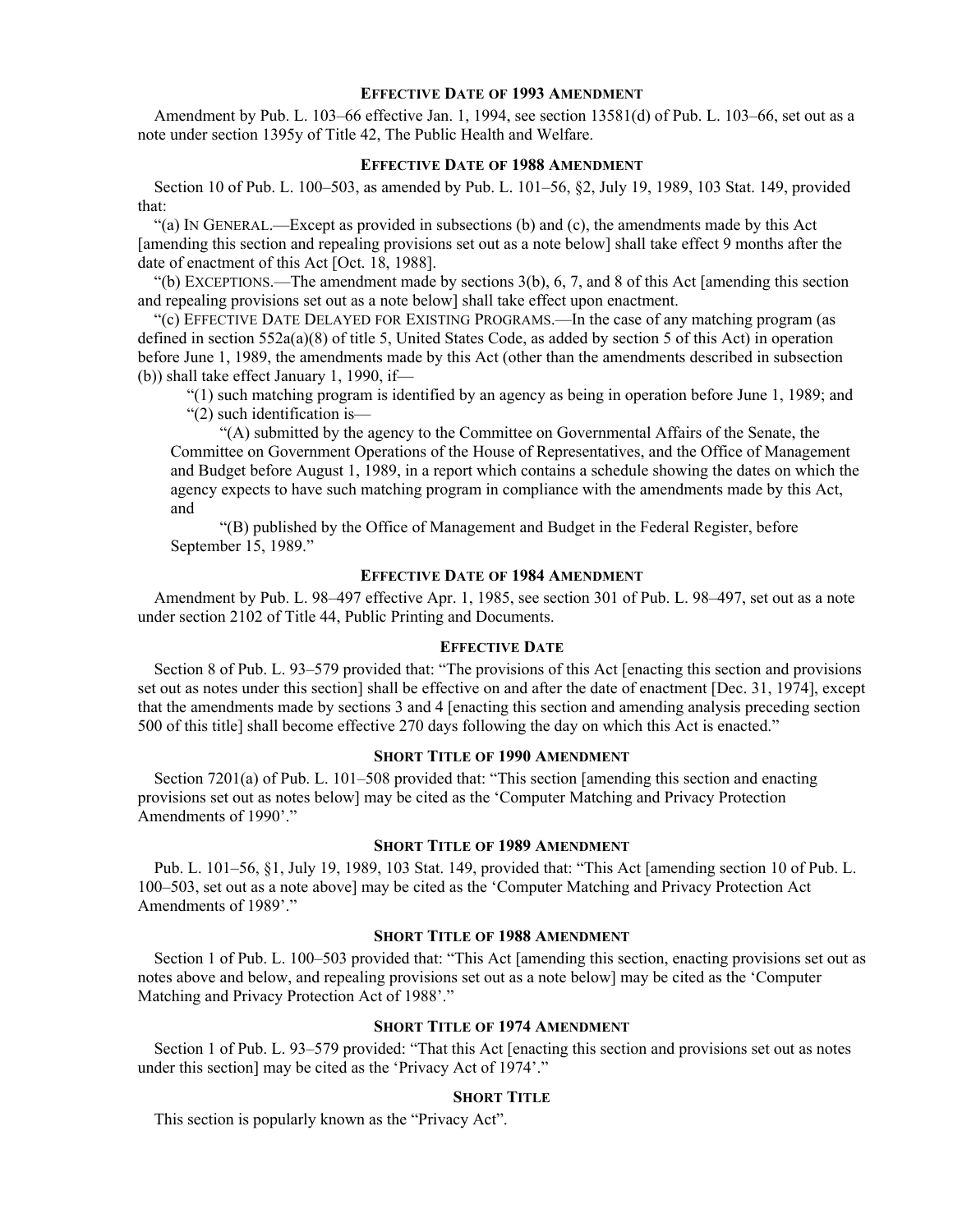#### Effective Date of 1993 Amendment

Amendment by Pub. L. 103–66 effective Jan. 1, 1994, see section 13581(d) of Pub. L. 103–66, set out as a note under section 1395y of Title 42, The Public Health and Welfare.

#### Effective Date of 1988 Amendment

Section 10 of Pub. L. 100–503, as amended by Pub. L. 101–56, §2, July 19, 1989, 103 Stat. 149, provided that:

"(a) In General.—Except as provided in subsections (b) and (c), the amendments made by this Act [amending this section and repealing provisions set out as a note below] shall take effect 9 months after the date of enactment of this Act [Oct. 18, 1988].

"(b) Exceptions.—The amendment made by sections 3(b), 6, 7, and 8 of this Act [amending this section and repealing provisions set out as a note below] shall take effect upon enactment.

"(c) Effective Date Delayed for Existing Programs.—In the case of any matching program (as defined in section 552a(a)(8) of title 5, United States Code, as added by section 5 of this Act) in operation before June 1, 1989, the amendments made by this Act (other than the amendments described in subsection (b)) shall take effect January 1, 1990, if—

"(1) such matching program is identified by an agency as being in operation before June 1, 1989; and

"(2) such identification is—

"(A) submitted by the agency to the Committee on Governmental Affairs of the Senate, the Committee on Government Operations of the House of Representatives, and the Office of Management and Budget before August 1, 1989, in a report which contains a schedule showing the dates on which the agency expects to have such matching program in compliance with the amendments made by this Act, and

"(B) published by the Office of Management and Budget in the Federal Register, before September 15, 1989."

#### Effective Date of 1984 Amendment

Amendment by Pub. L. 98–497 effective Apr. 1, 1985, see section 301 of Pub. L. 98–497, set out as a note under section 2102 of Title 44, Public Printing and Documents.

#### Effective Date

Section 8 of Pub. L. 93–579 provided that: "The provisions of this Act [enacting this section and provisions set out as notes under this section] shall be effective on and after the date of enactment [Dec. 31, 1974], except that the amendments made by sections 3 and 4 [enacting this section and amending analysis preceding section 500 of this title] shall become effective 270 days following the day on which this Act is enacted."

#### Short Title of 1990 Amendment

Section 7201(a) of Pub. L. 101–508 provided that: "This section [amending this section and enacting provisions set out as notes below] may be cited as the 'Computer Matching and Privacy Protection Amendments of 1990'."

#### Short Title of 1989 Amendment

Pub. L. 101–56, §1, July 19, 1989, 103 Stat. 149, provided that: "This Act [amending section 10 of Pub. L. 100–503, set out as a note above] may be cited as the 'Computer Matching and Privacy Protection Act Amendments of 1989'."

#### Short Title of 1988 Amendment

Section 1 of Pub. L. 100–503 provided that: "This Act [amending this section, enacting provisions set out as notes above and below, and repealing provisions set out as a note below] may be cited as the 'Computer Matching and Privacy Protection Act of 1988'."

#### Short Title of 1974 Amendment

Section 1 of Pub. L. 93–579 provided: "That this Act [enacting this section and provisions set out as notes under this section] may be cited as the 'Privacy Act of 1974'."

#### Short Title

This section is popularly known as the "Privacy Act".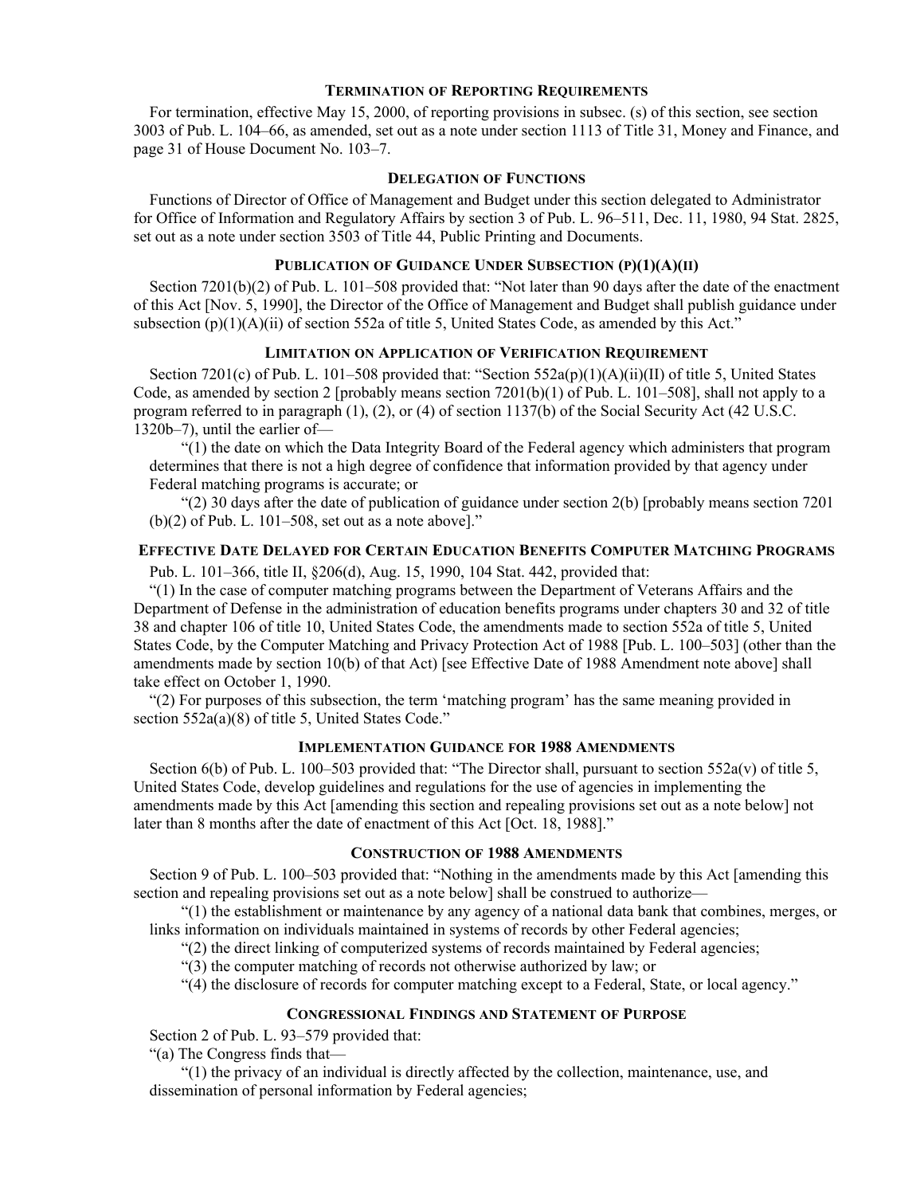#### Termination of Reporting Requirements

For termination, effective May 15, 2000, of reporting provisions in subsec. (s) of this section, see section 3003 of Pub. L. 104–66, as amended, set out as a note under section 1113 of Title 31, Money and Finance, and page 31 of House Document No. 103–7.

#### Delegation of Functions

Functions of Director of Office of Management and Budget under this section delegated to Administrator for Office of Information and Regulatory Affairs by section 3 of Pub. L. 96–511, Dec. 11, 1980, 94 Stat. 2825, set out as a note under section 3503 of Title 44, Public Printing and Documents.

#### Publication of Guidance Under Subsection (p)(1)(A)(ii)

Section 7201(b)(2) of Pub. L. 101–508 provided that: "Not later than 90 days after the date of the enactment of this Act [Nov. 5, 1990], the Director of the Office of Management and Budget shall publish guidance under subsection (p)(1)(A)(ii) of section 552a of title 5, United States Code, as amended by this Act."

#### Limitation on Application of Verification Requirement

Section 7201(c) of Pub. L. 101–508 provided that: "Section 552a(p)(1)(A)(ii)(II) of title 5, United States Code, as amended by section 2 [probably means section 7201(b)(1) of Pub. L. 101–508], shall not apply to a program referred to in paragraph (1), (2), or (4) of section 1137(b) of the Social Security Act (42 U.S.C. 1320b–7), until the earlier of—

"(1) the date on which the Data Integrity Board of the Federal agency which administers that program determines that there is not a high degree of confidence that information provided by that agency under Federal matching programs is accurate; or

"(2) 30 days after the date of publication of guidance under section 2(b) [probably means section 7201 (b)(2) of Pub. L. 101–508, set out as a note above]."

#### Effective Date Delayed for Certain Education Benefits Computer Matching Programs

Pub. L. 101–366, title II, §206(d), Aug. 15, 1990, 104 Stat. 442, provided that:

"(1) In the case of computer matching programs between the Department of Veterans Affairs and the Department of Defense in the administration of education benefits programs under chapters 30 and 32 of title 38 and chapter 106 of title 10, United States Code, the amendments made to section 552a of title 5, United States Code, by the Computer Matching and Privacy Protection Act of 1988 [Pub. L. 100–503] (other than the amendments made by section 10(b) of that Act) [see Effective Date of 1988 Amendment note above] shall take effect on October 1, 1990.

"(2) For purposes of this subsection, the term 'matching program' has the same meaning provided in section 552a(a)(8) of title 5, United States Code."

#### Implementation Guidance for 1988 Amendments

Section 6(b) of Pub. L. 100–503 provided that: "The Director shall, pursuant to section 552a(v) of title 5, United States Code, develop guidelines and regulations for the use of agencies in implementing the amendments made by this Act [amending this section and repealing provisions set out as a note below] not later than 8 months after the date of enactment of this Act [Oct. 18, 1988]."

#### Construction of 1988 Amendments

Section 9 of Pub. L. 100–503 provided that: "Nothing in the amendments made by this Act [amending this section and repealing provisions set out as a note below] shall be construed to authorize—

"(1) the establishment or maintenance by any agency of a national data bank that combines, merges, or links information on individuals maintained in systems of records by other Federal agencies;

"(2) the direct linking of computerized systems of records maintained by Federal agencies;

"(3) the computer matching of records not otherwise authorized by law; or

"(4) the disclosure of records for computer matching except to a Federal, State, or local agency."

#### Congressional Findings and Statement of Purpose

Section 2 of Pub. L. 93–579 provided that:

"(a) The Congress finds that—

"(1) the privacy of an individual is directly affected by the collection, maintenance, use, and dissemination of personal information by Federal agencies;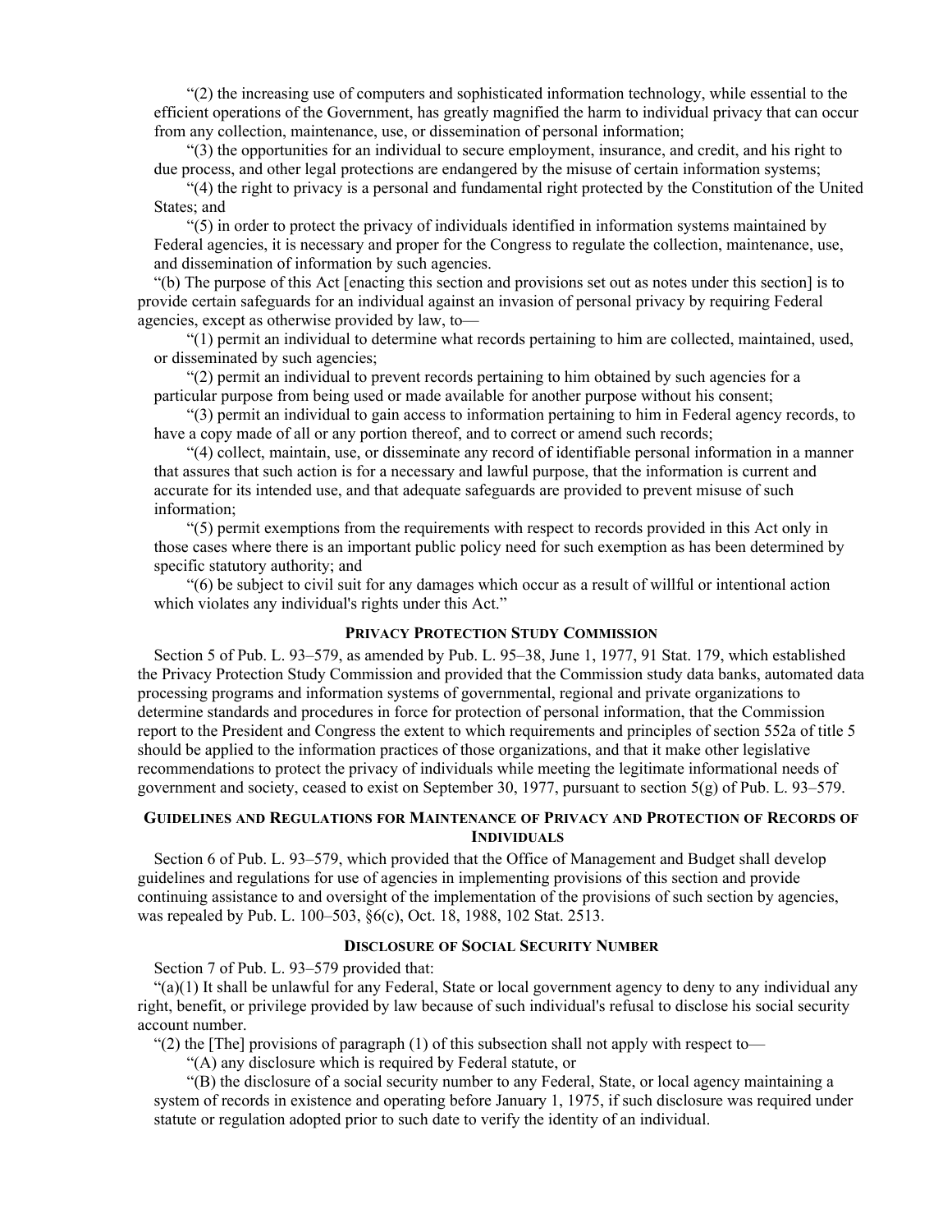"(2) the increasing use of computers and sophisticated information technology, while essential to the efficient operations of the Government, has greatly magnified the harm to individual privacy that can occur from any collection, maintenance, use, or dissemination of personal information;

"(3) the opportunities for an individual to secure employment, insurance, and credit, and his right to due process, and other legal protections are endangered by the misuse of certain information systems;

"(4) the right to privacy is a personal and fundamental right protected by the Constitution of the United States; and

"(5) in order to protect the privacy of individuals identified in information systems maintained by Federal agencies, it is necessary and proper for the Congress to regulate the collection, maintenance, use, and dissemination of information by such agencies.

"(b) The purpose of this Act [enacting this section and provisions set out as notes under this section] is to provide certain safeguards for an individual against an invasion of personal privacy by requiring Federal agencies, except as otherwise provided by law, to—

"(1) permit an individual to determine what records pertaining to him are collected, maintained, used, or disseminated by such agencies;

"(2) permit an individual to prevent records pertaining to him obtained by such agencies for a particular purpose from being used or made available for another purpose without his consent;

"(3) permit an individual to gain access to information pertaining to him in Federal agency records, to have a copy made of all or any portion thereof, and to correct or amend such records;

"(4) collect, maintain, use, or disseminate any record of identifiable personal information in a manner that assures that such action is for a necessary and lawful purpose, that the information is current and accurate for its intended use, and that adequate safeguards are provided to prevent misuse of such information;

"(5) permit exemptions from the requirements with respect to records provided in this Act only in those cases where there is an important public policy need for such exemption as has been determined by specific statutory authority; and

"(6) be subject to civil suit for any damages which occur as a result of willful or intentional action which violates any individual's rights under this Act."

### Privacy Protection Study Commission

Section 5 of Pub. L. 93–579, as amended by Pub. L. 95–38, June 1, 1977, 91 Stat. 179, which established the Privacy Protection Study Commission and provided that the Commission study data banks, automated data processing programs and information systems of governmental, regional and private organizations to determine standards and procedures in force for protection of personal information, that the Commission report to the President and Congress the extent to which requirements and principles of section 552a of title 5 should be applied to the information practices of those organizations, and that it make other legislative recommendations to protect the privacy of individuals while meeting the legitimate informational needs of government and society, ceased to exist on September 30, 1977, pursuant to section 5(g) of Pub. L. 93–579.

### Guidelines and Regulations for Maintenance of Privacy and Protection of Records of Individuals

Section 6 of Pub. L. 93–579, which provided that the Office of Management and Budget shall develop guidelines and regulations for use of agencies in implementing provisions of this section and provide continuing assistance to and oversight of the implementation of the provisions of such section by agencies, was repealed by Pub. L. 100–503, §6(c), Oct. 18, 1988, 102 Stat. 2513.

### Disclosure of Social Security Number

Section 7 of Pub. L. 93–579 provided that:

"(a)(1) It shall be unlawful for any Federal, State or local government agency to deny to any individual any right, benefit, or privilege provided by law because of such individual's refusal to disclose his social security account number.

"(2) the [The] provisions of paragraph (1) of this subsection shall not apply with respect to—

"(A) any disclosure which is required by Federal statute, or

"(B) the disclosure of a social security number to any Federal, State, or local agency maintaining a system of records in existence and operating before January 1, 1975, if such disclosure was required under statute or regulation adopted prior to such date to verify the identity of an individual.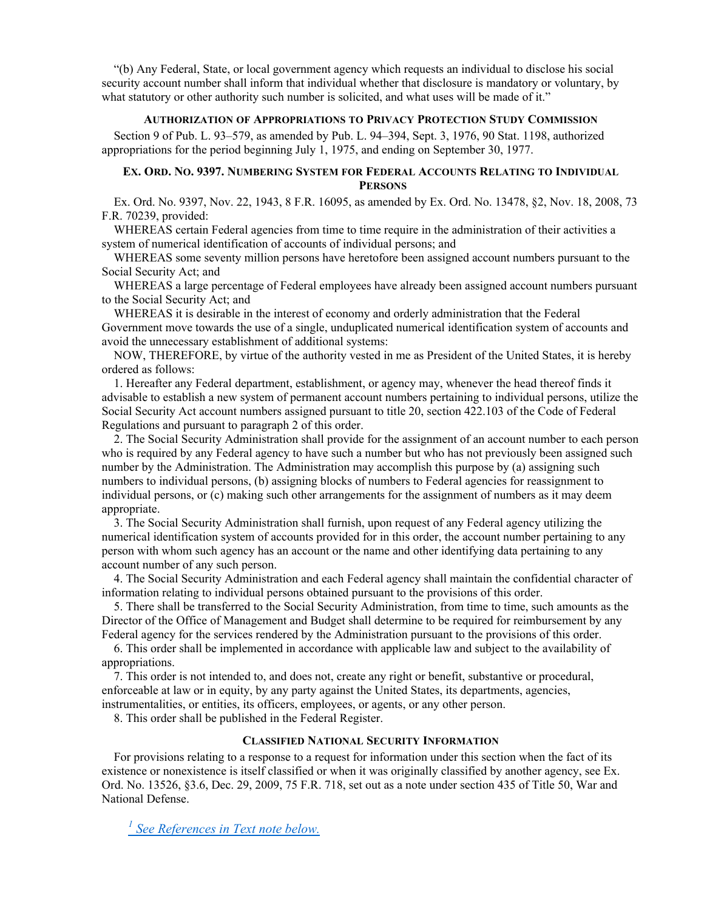"(b) Any Federal, State, or local government agency which requests an individual to disclose his social security account number shall inform that individual whether that disclosure is mandatory or voluntary, by what statutory or other authority such number is solicited, and what uses will be made of it."

#### Authorization of Appropriations to Privacy Protection Study Commission

Section 9 of Pub. L. 93–579, as amended by Pub. L. 94–394, Sept. 3, 1976, 90 Stat. 1198, authorized appropriations for the period beginning July 1, 1975, and ending on September 30, 1977.

#### Ex. Ord. No. 9397. Numbering System for Federal Accounts Relating to Individual Persons

Ex. Ord. No. 9397, Nov. 22, 1943, 8 F.R. 16095, as amended by Ex. Ord. No. 13478, §2, Nov. 18, 2008, 73 F.R. 70239, provided:

WHEREAS certain Federal agencies from time to time require in the administration of their activities a system of numerical identification of accounts of individual persons; and

WHEREAS some seventy million persons have heretofore been assigned account numbers pursuant to the Social Security Act; and

WHEREAS a large percentage of Federal employees have already been assigned account numbers pursuant to the Social Security Act; and

WHEREAS it is desirable in the interest of economy and orderly administration that the Federal Government move towards the use of a single, unduplicated numerical identification system of accounts and avoid the unnecessary establishment of additional systems:

NOW, THEREFORE, by virtue of the authority vested in me as President of the United States, it is hereby ordered as follows:

1. Hereafter any Federal department, establishment, or agency may, whenever the head thereof finds it advisable to establish a new system of permanent account numbers pertaining to individual persons, utilize the Social Security Act account numbers assigned pursuant to title 20, section 422.103 of the Code of Federal Regulations and pursuant to paragraph 2 of this order.

2. The Social Security Administration shall provide for the assignment of an account number to each person who is required by any Federal agency to have such a number but who has not previously been assigned such number by the Administration. The Administration may accomplish this purpose by (a) assigning such numbers to individual persons, (b) assigning blocks of numbers to Federal agencies for reassignment to individual persons, or (c) making such other arrangements for the assignment of numbers as it may deem appropriate.

3. The Social Security Administration shall furnish, upon request of any Federal agency utilizing the numerical identification system of accounts provided for in this order, the account number pertaining to any person with whom such agency has an account or the name and other identifying data pertaining to any account number of any such person.

4. The Social Security Administration and each Federal agency shall maintain the confidential character of information relating to individual persons obtained pursuant to the provisions of this order.

5. There shall be transferred to the Social Security Administration, from time to time, such amounts as the Director of the Office of Management and Budget shall determine to be required for reimbursement by any Federal agency for the services rendered by the Administration pursuant to the provisions of this order.

6. This order shall be implemented in accordance with applicable law and subject to the availability of appropriations.

7. This order is not intended to, and does not, create any right or benefit, substantive or procedural, enforceable at law or in equity, by any party against the United States, its departments, agencies, instrumentalities, or entities, its officers, employees, or agents, or any other person.

8. This order shall be published in the Federal Register.

#### Classified National Security Information

For provisions relating to a response to a request for information under this section when the fact of its existence or nonexistence is itself classified or when it was originally classified by another agency, see Ex. Ord. No. 13526, §3.6, Dec. 29, 2009, 75 F.R. 718, set out as a note under section 435 of Title 50, War and National Defense.

[1] See References in Text note below.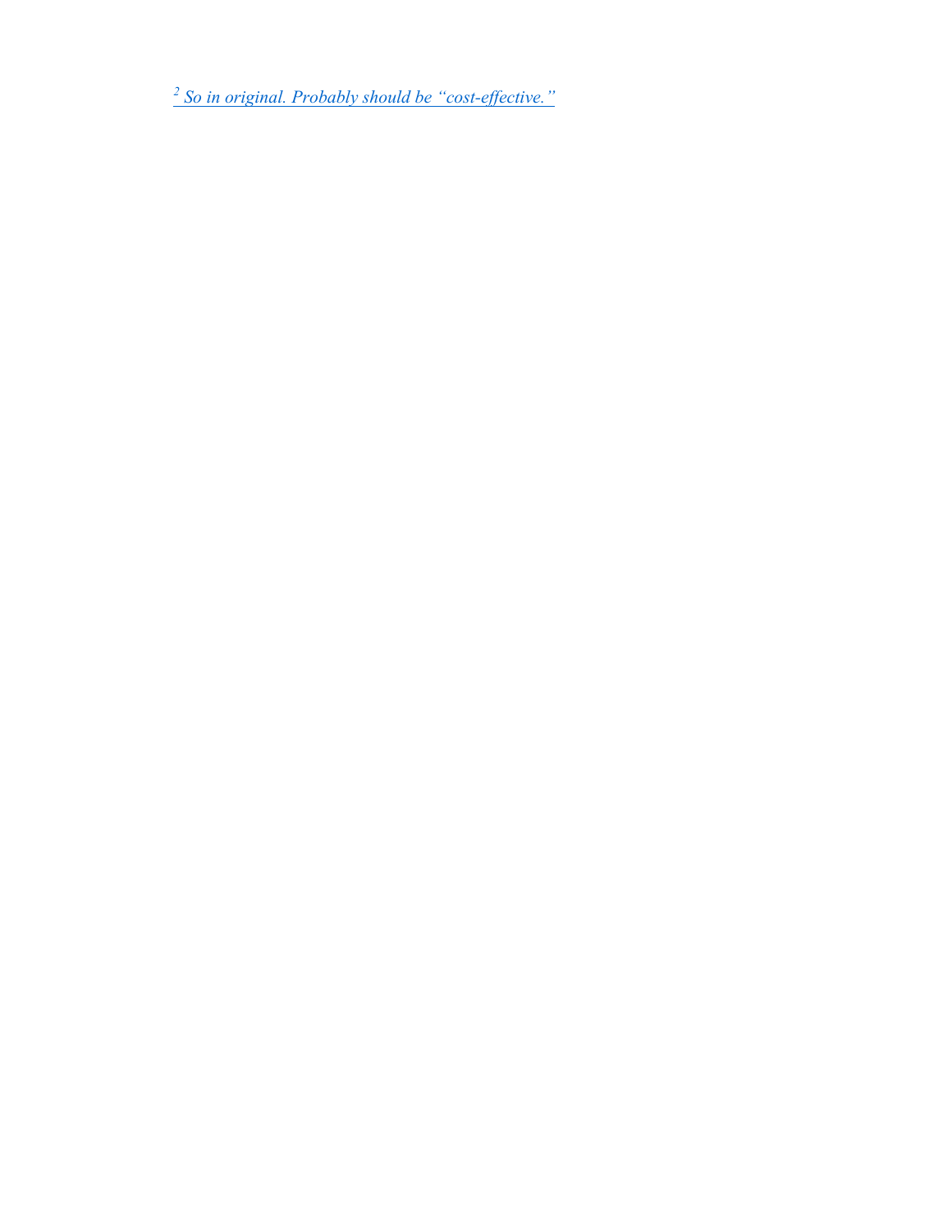[2] *So in original. Probably should be "cost-effective."*